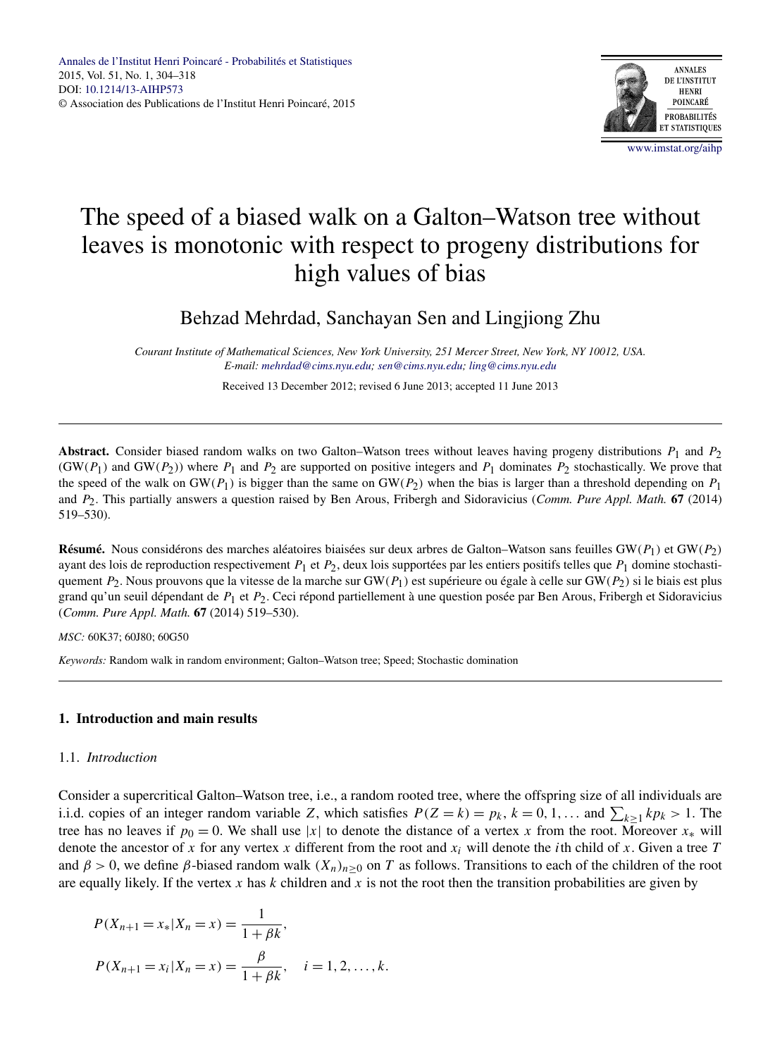# The speed of a biased walk on a Galton–Watson tree without leaves is monotonic with respect to progeny distributions for high values of bias

Behzad Mehrdad, Sanchayan Sen and Lingjiong Zhu

*Courant Institute of Mathematical Sciences, New York University, 251 Mercer Street, New York, NY 10012, USA.*
*E-mail: mehrdad@cims.nyu.edu; sen@cims.nyu.edu; ling@cims.nyu.edu*

Received 13 December 2012; revised 6 June 2013; accepted 11 June 2013

---

**Abstract.** Consider biased random walks on two Galton–Watson trees without leaves having progeny distributions $P_1$ and $P_2$ ($\mathrm{GW}(P_1)$ and $\mathrm{GW}(P_2)$) where $P_1$ and $P_2$ are supported on positive integers and $P_1$ dominates $P_2$ stochastically. We prove that the speed of the walk on $\mathrm{GW}(P_1)$ is bigger than the same on $\mathrm{GW}(P_2)$ when the bias is larger than a threshold depending on $P_1$ and $P_2$. This partially answers a question raised by Ben Arous, Fribergh and Sidoravicius (*Comm. Pure Appl. Math.* **67** (2014) 519–530).

**Résumé.** Nous considérons des marches aléatoires biaisées sur deux arbres de Galton–Watson sans feuilles $\mathrm{GW}(P_1)$ et $\mathrm{GW}(P_2)$ ayant des lois de reproduction respectivement $P_1$ et $P_2$, deux lois supportées par les entiers positifs telles que $P_1$ domine stochastiquement $P_2$. Nous prouvons que la vitesse de la marche sur $\mathrm{GW}(P_1)$ est supérieure ou égale à celle sur $\mathrm{GW}(P_2)$ si le biais est plus grand qu'un seuil dépendant de $P_1$ et $P_2$. Ceci répond partiellement à une question posée par Ben Arous, Fribergh et Sidoravicius (*Comm. Pure Appl. Math.* **67** (2014) 519–530).

*MSC:* 60K37; 60J80; 60G50

*Keywords:* Random walk in random environment; Galton–Watson tree; Speed; Stochastic domination

---

## 1. Introduction and main results

### 1.1. *Introduction*

Consider a supercritical Galton–Watson tree, i.e., a random rooted tree, where the offspring size of all individuals are i.i.d. copies of an integer random variable $Z$, which satisfies $P(Z=k)=p_k$, $k=0,1,\dots$ and $\sum_{k\geq 1} kp_k > 1$. The tree has no leaves if $p_0=0$. We shall use $|x|$ to denote the distance of a vertex $x$ from the root. Moreover $x_*$ will denote the ancestor of $x$ for any vertex $x$ different from the root and $x_i$ will denote the $i$th child of $x$. Given a tree $T$ and $\beta>0$, we define $\beta$-biased random walk $(X_n)_{n\geq 0}$ on $T$ as follows. Transitions to each of the children of the root are equally likely. If the vertex $x$ has $k$ children and $x$ is not the root then the transition probabilities are given by

$$
\begin{aligned}
P(X_{n+1}=x_*|X_n=x) &= \frac{1}{1+\beta k},\\
P(X_{n+1}=x_i|X_n=x) &= \frac{\beta}{1+\beta k}, \quad i=1,2,\dots,k.
\end{aligned}
$$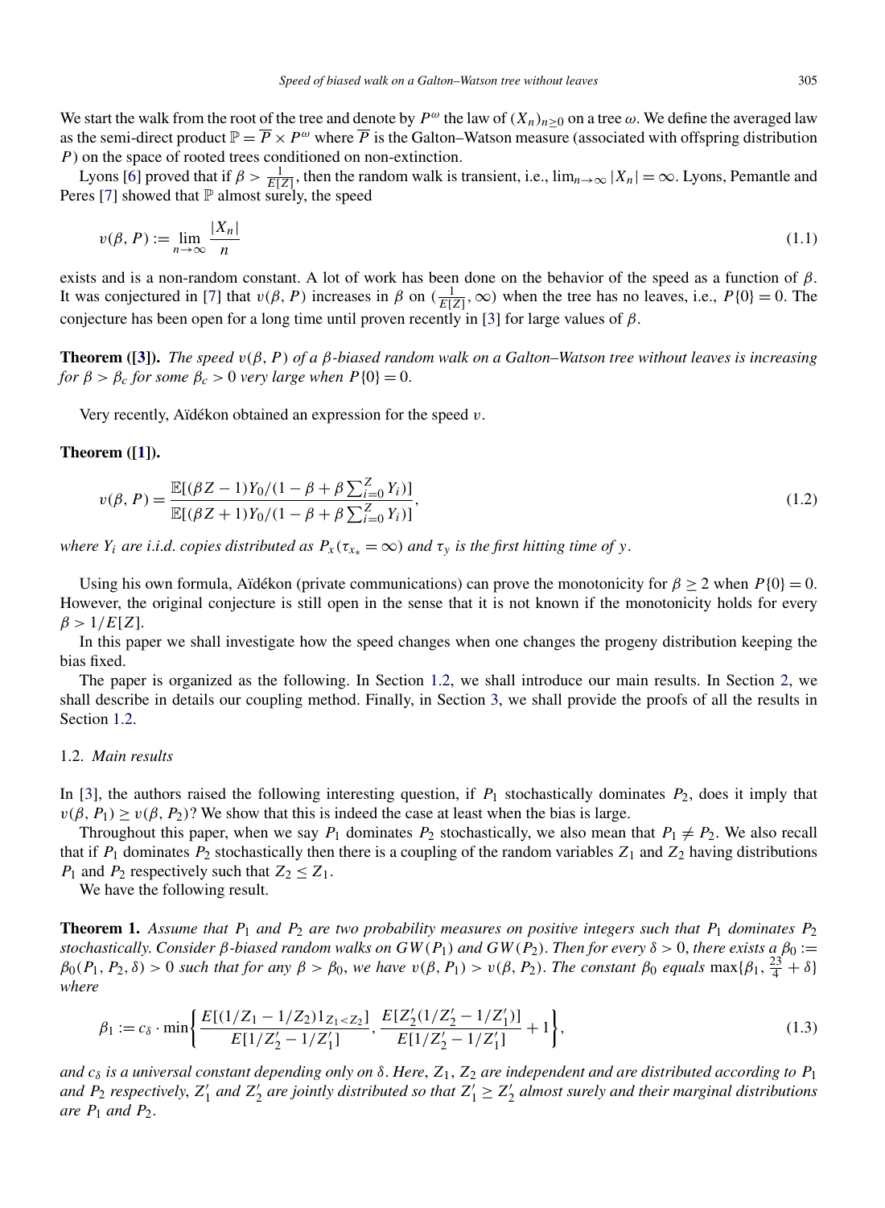We start the walk from the root of the tree and denote by $P^\omega$ the law of $(X_n)_{n\geq 0}$ on a tree $\omega$. We define the averaged law as the semi-direct product $\mathbb{P} = \overline{P} \times P^\omega$ where $\overline{P}$ is the Galton–Watson measure (associated with offspring distribution $P$) on the space of rooted trees conditioned on non-extinction.

Lyons [6] proved that if $\beta > \frac{1}{E[Z]}$, then the random walk is transient, i.e., $\lim_{n\to\infty} |X_n| = \infty$. Lyons, Pemantle and Peres [7] showed that $\mathbb{P}$ almost surely, the speed

$$v(\beta, P) := \lim_{n\to\infty} \frac{|X_n|}{n} \tag{1.1}$$

exists and is a non-random constant. A lot of work has been done on the behavior of the speed as a function of $\beta$. It was conjectured in [7] that $v(\beta, P)$ increases in $\beta$ on $(\frac{1}{E[Z]}, \infty)$ when the tree has no leaves, i.e., $P\{0\} = 0$. The conjecture has been open for a long time until proven recently in [3] for large values of $\beta$.

**Theorem ([3]).** *The speed $v(\beta, P)$ of a $\beta$-biased random walk on a Galton–Watson tree without leaves is increasing for $\beta > \beta_c$ for some $\beta_c > 0$ very large when $P\{0\} = 0$.*

Very recently, Aïdékon obtained an expression for the speed $v$.

**Theorem ([1]).**

$$v(\beta, P) = \frac{\mathbb{E}[(\beta Z - 1) Y_0 / (1 - \beta + \beta \sum_{i=0}^{Z} Y_i)]}{\mathbb{E}[(\beta Z + 1) Y_0 / (1 - \beta + \beta \sum_{i=0}^{Z} Y_i)]}, \tag{1.2}$$

*where $Y_i$ are i.i.d. copies distributed as $P_x(\tau_{x_*} = \infty)$ and $\tau_y$ is the first hitting time of $y$.*

Using his own formula, Aïdékon (private communications) can prove the monotonicity for $\beta \geq 2$ when $P\{0\} = 0$. However, the original conjecture is still open in the sense that it is not known if the monotonicity holds for every $\beta > 1/E[Z]$.

In this paper we shall investigate how the speed changes when one changes the progeny distribution keeping the bias fixed.

The paper is organized as the following. In Section 1.2, we shall introduce our main results. In Section 2, we shall describe in details our coupling method. Finally, in Section 3, we shall provide the proofs of all the results in Section 1.2.

## 1.2. *Main results*

In [3], the authors raised the following interesting question, if $P_1$ stochastically dominates $P_2$, does it imply that $v(\beta, P_1) \geq v(\beta, P_2)$? We show that this is indeed the case at least when the bias is large.

Throughout this paper, when we say $P_1$ dominates $P_2$ stochastically, we also mean that $P_1 \neq P_2$. We also recall that if $P_1$ dominates $P_2$ stochastically then there is a coupling of the random variables $Z_1$ and $Z_2$ having distributions $P_1$ and $P_2$ respectively such that $Z_2 \leq Z_1$.

We have the following result.

**Theorem 1.** *Assume that $P_1$ and $P_2$ are two probability measures on positive integers such that $P_1$ dominates $P_2$ stochastically. Consider $\beta$-biased random walks on $GW(P_1)$ and $GW(P_2)$. Then for every $\delta > 0$, there exists a $\beta_0 := \beta_0(P_1, P_2, \delta) > 0$ such that for any $\beta > \beta_0$, we have $v(\beta, P_1) > v(\beta, P_2)$. The constant $\beta_0$ equals $\max\{\beta_1, \frac{23}{4} + \delta\}$ where*

$$\beta_1 := c_\delta \cdot \min\left\{ \frac{E[(1/Z_1 - 1/Z_2) 1_{Z_1 < Z_2}]}{E[1/Z_2' - 1/Z_1']}, \frac{E[Z_2'(1/Z_2' - 1/Z_1')]}{E[1/Z_2' - 1/Z_1']} + 1 \right\}, \tag{1.3}$$

*and $c_\delta$ is a universal constant depending only on $\delta$. Here, $Z_1$, $Z_2$ are independent and are distributed according to $P_1$ and $P_2$ respectively, $Z_1'$ and $Z_2'$ are jointly distributed so that $Z_1' \geq Z_2'$ almost surely and their marginal distributions are $P_1$ and $P_2$.*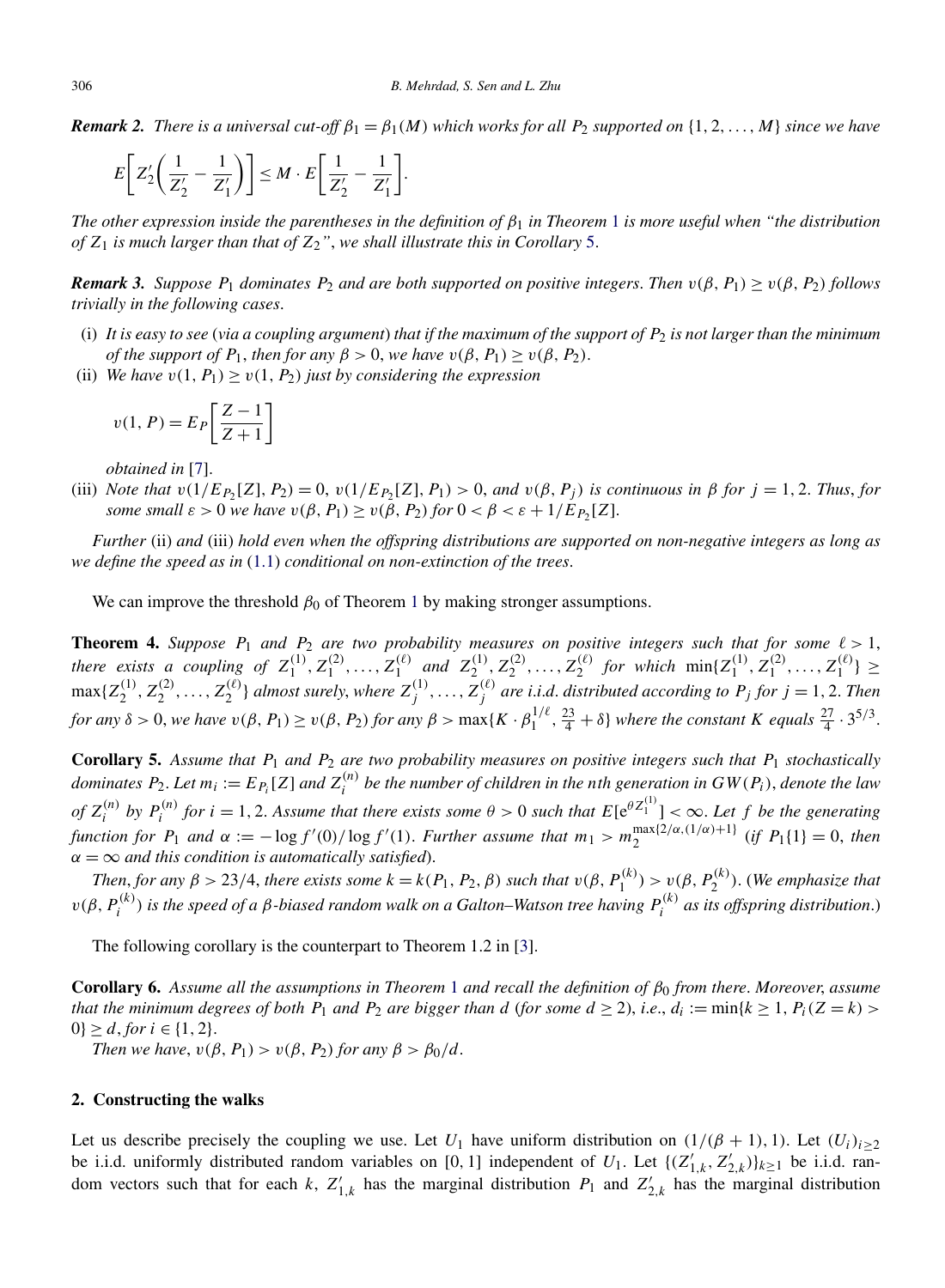***Remark 2.*** *There is a universal cut-off $\beta_1 = \beta_1(M)$ which works for all $P_2$ supported on $\{1, 2, \dots, M\}$ since we have*

$$E\left[Z'_2\left(\frac{1}{Z'_2} - \frac{1}{Z'_1}\right)\right] \le M \cdot E\left[\frac{1}{Z'_2} - \frac{1}{Z'_1}\right].$$

*The other expression inside the parentheses in the definition of $\beta_1$ in Theorem 1 is more useful when "the distribution of $Z_1$ is much larger than that of $Z_2$", we shall illustrate this in Corollary 5.*

***Remark 3.*** *Suppose $P_1$ dominates $P_2$ and are both supported on positive integers. Then $v(\beta, P_1) \ge v(\beta, P_2)$ follows trivially in the following cases.*

(i) *It is easy to see (via a coupling argument) that if the maximum of the support of $P_2$ is not larger than the minimum of the support of $P_1$, then for any $\beta > 0$, we have $v(\beta, P_1) \ge v(\beta, P_2)$.*

(ii) *We have $v(1, P_1) \ge v(1, P_2)$ just by considering the expression*

$$v(1, P) = E_P\left[\frac{Z-1}{Z+1}\right]$$

*obtained in [7].*

(iii) *Note that $v(1/E_{P_2}[Z], P_2) = 0$, $v(1/E_{P_2}[Z], P_1) > 0$, and $v(\beta, P_j)$ is continuous in $\beta$ for $j = 1, 2$. Thus, for some small $\varepsilon > 0$ we have $v(\beta, P_1) \ge v(\beta, P_2)$ for $0 < \beta < \varepsilon + 1/E_{P_2}[Z]$.*

*Further* (ii) *and* (iii) *hold even when the offspring distributions are supported on non-negative integers as long as we define the speed as in (1.1) conditional on non-extinction of the trees.*

We can improve the threshold $\beta_0$ of Theorem 1 by making stronger assumptions.

**Theorem 4.** *Suppose $P_1$ and $P_2$ are two probability measures on positive integers such that for some $\ell > 1$, there exists a coupling of $Z_1^{(1)}, Z_1^{(2)}, \dots, Z_1^{(\ell)}$ and $Z_2^{(1)}, Z_2^{(2)}, \dots, Z_2^{(\ell)}$ for which $\min\{Z_1^{(1)}, Z_1^{(2)}, \dots, Z_1^{(\ell)}\} \ge \max\{Z_2^{(1)}, Z_2^{(2)}, \dots, Z_2^{(\ell)}\}$ almost surely, where $Z_j^{(1)}, \dots, Z_j^{(\ell)}$ are i.i.d. distributed according to $P_j$ for $j = 1, 2$. Then for any $\delta > 0$, we have $v(\beta, P_1) \ge v(\beta, P_2)$ for any $\beta > \max\{K \cdot \beta_1^{1/\ell}, \frac{23}{4} + \delta\}$ where the constant $K$ equals $\frac{27}{4} \cdot 3^{5/3}$.*

**Corollary 5.** *Assume that $P_1$ and $P_2$ are two probability measures on positive integers such that $P_1$ stochastically dominates $P_2$. Let $m_i := E_{P_i}[Z]$ and $Z_i^{(n)}$ be the number of children in the $n$th generation in $GW(P_i)$, denote the law of $Z_i^{(n)}$ by $P_i^{(n)}$ for $i = 1, 2$. Assume that there exists some $\theta > 0$ such that $E[e^{\theta Z_1^{(1)}}] < \infty$. Let $f$ be the generating function for $P_1$ and $\alpha := -\log f'(0)/\log f'(1)$. Further assume that $m_1 > m_2^{\max\{2/\alpha, (1/\alpha)+1\}}$ (if $P_1\{1\} = 0$, then $\alpha = \infty$ and this condition is automatically satisfied).*

*Then, for any $\beta > 23/4$, there exists some $k = k(P_1, P_2, \beta)$ such that $v(\beta, P_1^{(k)}) > v(\beta, P_2^{(k)})$. (We emphasize that $v(\beta, P_i^{(k)})$ is the speed of a $\beta$-biased random walk on a Galton–Watson tree having $P_i^{(k)}$ as its offspring distribution.)*

The following corollary is the counterpart to Theorem 1.2 in [3].

**Corollary 6.** *Assume all the assumptions in Theorem 1 and recall the definition of $\beta_0$ from there. Moreover, assume that the minimum degrees of both $P_1$ and $P_2$ are bigger than $d$ (for some $d \ge 2$), i.e., $d_i := \min\{k \ge 1, P_i(Z = k) > 0\} \ge d$, for $i \in \{1, 2\}$.*

*Then we have, $v(\beta, P_1) > v(\beta, P_2)$ for any $\beta > \beta_0/d$.*

## 2. Constructing the walks

Let us describe precisely the coupling we use. Let $U_1$ have uniform distribution on $(1/(\beta + 1), 1)$. Let $(U_i)_{i\ge 2}$ be i.i.d. uniformly distributed random variables on $[0, 1]$ independent of $U_1$. Let $\{(Z'_{1,k}, Z'_{2,k})\}_{k\ge 1}$ be i.i.d. random vectors such that for each $k$, $Z'_{1,k}$ has the marginal distribution $P_1$ and $Z'_{2,k}$ has the marginal distribution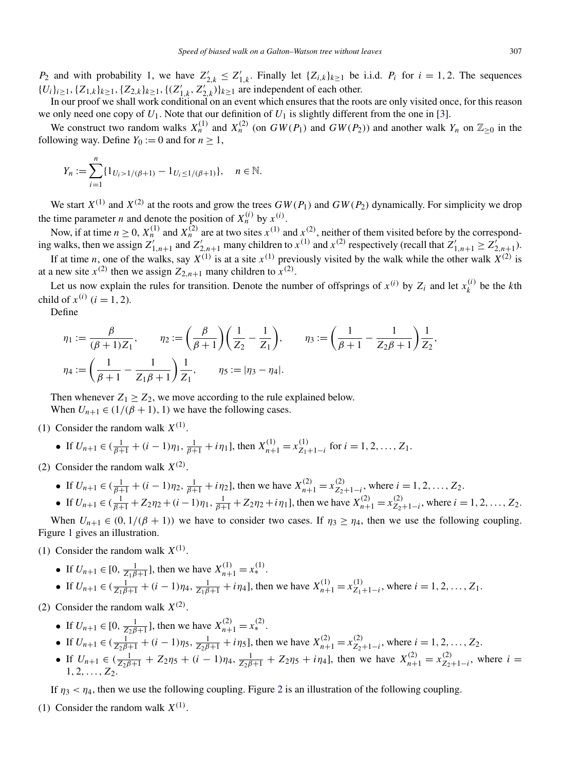$P_2$ and with probability 1, we have $Z'_{2,k} \le Z'_{1,k}$. Finally let $\{Z_{i,k}\}_{k\ge 1}$ be i.i.d. $P_i$ for $i = 1, 2$. The sequences $\{U_i\}_{i\ge 1}, \{Z_{1,k}\}_{k\ge 1}, \{Z_{2,k}\}_{k\ge 1}, \{(Z'_{1,k}, Z'_{2,k})\}_{k\ge 1}$ are independent of each other.

In our proof we shall work conditional on an event which ensures that the roots are only visited once, for this reason we only need one copy of $U_1$. Note that our definition of $U_1$ is slightly different from the one in [3].

We construct two random walks $X_n^{(1)}$ and $X_n^{(2)}$ (on $GW(P_1)$ and $GW(P_2)$) and another walk $Y_n$ on $\mathbb{Z}_{\ge 0}$ in the following way. Define $Y_0 := 0$ and for $n \ge 1$,

$$Y_n := \sum_{i=1}^{n} \{1_{U_i > 1/(\beta+1)} - 1_{U_i \le 1/(\beta+1)}\}, \quad n \in \mathbb{N}.$$

We start $X^{(1)}$ and $X^{(2)}$ at the roots and grow the trees $GW(P_1)$ and $GW(P_2)$ dynamically. For simplicity we drop the time parameter $n$ and denote the position of $X_n^{(i)}$ by $x^{(i)}$.

Now, if at time $n \ge 0$, $X_n^{(1)}$ and $X_n^{(2)}$ are at two sites $x^{(1)}$ and $x^{(2)}$, neither of them visited before by the corresponding walks, then we assign $Z'_{1,n+1}$ and $Z'_{2,n+1}$ many children to $x^{(1)}$ and $x^{(2)}$ respectively (recall that $Z'_{1,n+1} \ge Z'_{2,n+1}$).

If at time $n$, one of the walks, say $X^{(1)}$ is at a site $x^{(1)}$ previously visited by the walk while the other walk $X^{(2)}$ is at a new site $x^{(2)}$ then we assign $Z_{2,n+1}$ many children to $x^{(2)}$.

Let us now explain the rules for transition. Denote the number of offsprings of $x^{(i)}$ by $Z_i$ and let $x_k^{(i)}$ be the $k$th child of $x^{(i)}$ $(i = 1, 2)$.

Define

$$\eta_1 := \frac{\beta}{(\beta+1)Z_1}, \qquad \eta_2 := \left(\frac{\beta}{\beta+1}\right)\left(\frac{1}{Z_2} - \frac{1}{Z_1}\right), \qquad \eta_3 := \left(\frac{1}{\beta+1} - \frac{1}{Z_2\beta+1}\right)\frac{1}{Z_2},$$

$$\eta_4 := \left(\frac{1}{\beta+1} - \frac{1}{Z_1\beta+1}\right)\frac{1}{Z_1}, \qquad \eta_5 := |\eta_3 - \eta_4|.$$

Then whenever $Z_1 \ge Z_2$, we move according to the rule explained below.

When $U_{n+1} \in (1/(\beta+1), 1)$ we have the following cases.

(1) Consider the random walk $X^{(1)}$.

- If $U_{n+1} \in (\frac{1}{\beta+1} + (i-1)\eta_1, \frac{1}{\beta+1} + i\eta_1]$, then $X_{n+1}^{(1)} = x_{Z_1+1-i}^{(1)}$ for $i = 1, 2, \ldots, Z_1$.

(2) Consider the random walk $X^{(2)}$.

- If $U_{n+1} \in (\frac{1}{\beta+1} + (i-1)\eta_2, \frac{1}{\beta+1} + i\eta_2]$, then we have $X_{n+1}^{(2)} = x_{Z_2+1-i}^{(2)}$, where $i = 1, 2, \ldots, Z_2$.
- If $U_{n+1} \in (\frac{1}{\beta+1} + Z_2\eta_2 + (i-1)\eta_1, \frac{1}{\beta+1} + Z_2\eta_2 + i\eta_1]$, then we have $X_{n+1}^{(2)} = x_{Z_2+1-i}^{(2)}$, where $i = 1, 2, \ldots, Z_2$.

When $U_{n+1} \in (0, 1/(\beta+1))$ we have to consider two cases. If $\eta_3 \ge \eta_4$, then we use the following coupling. Figure 1 gives an illustration.

(1) Consider the random walk $X^{(1)}$.

- If $U_{n+1} \in [0, \frac{1}{Z_1\beta+1}]$, then we have $X_{n+1}^{(1)} = x_*^{(1)}$.
- If $U_{n+1} \in (\frac{1}{Z_1\beta+1} + (i-1)\eta_4, \frac{1}{Z_1\beta+1} + i\eta_4]$, then we have $X_{n+1}^{(1)} = x_{Z_1+1-i}^{(1)}$, where $i = 1, 2, \ldots, Z_1$.

(2) Consider the random walk $X^{(2)}$.

- If $U_{n+1} \in [0, \frac{1}{Z_2\beta+1}]$, then we have $X_{n+1}^{(2)} = x_*^{(2)}$.
- If $U_{n+1} \in (\frac{1}{Z_2\beta+1} + (i-1)\eta_5, \frac{1}{Z_2\beta+1} + i\eta_5]$, then we have $X_{n+1}^{(2)} = x_{Z_2+1-i}^{(2)}$, where $i = 1, 2, \ldots, Z_2$.
- If $U_{n+1} \in (\frac{1}{Z_2\beta+1} + Z_2\eta_5 + (i-1)\eta_4, \frac{1}{Z_2\beta+1} + Z_2\eta_5 + i\eta_4]$, then we have $X_{n+1}^{(2)} = x_{Z_2+1-i}^{(2)}$, where $i = 1, 2, \ldots, Z_2$.

If $\eta_3 < \eta_4$, then we use the following coupling. Figure 2 is an illustration of the following coupling.

(1) Consider the random walk $X^{(1)}$.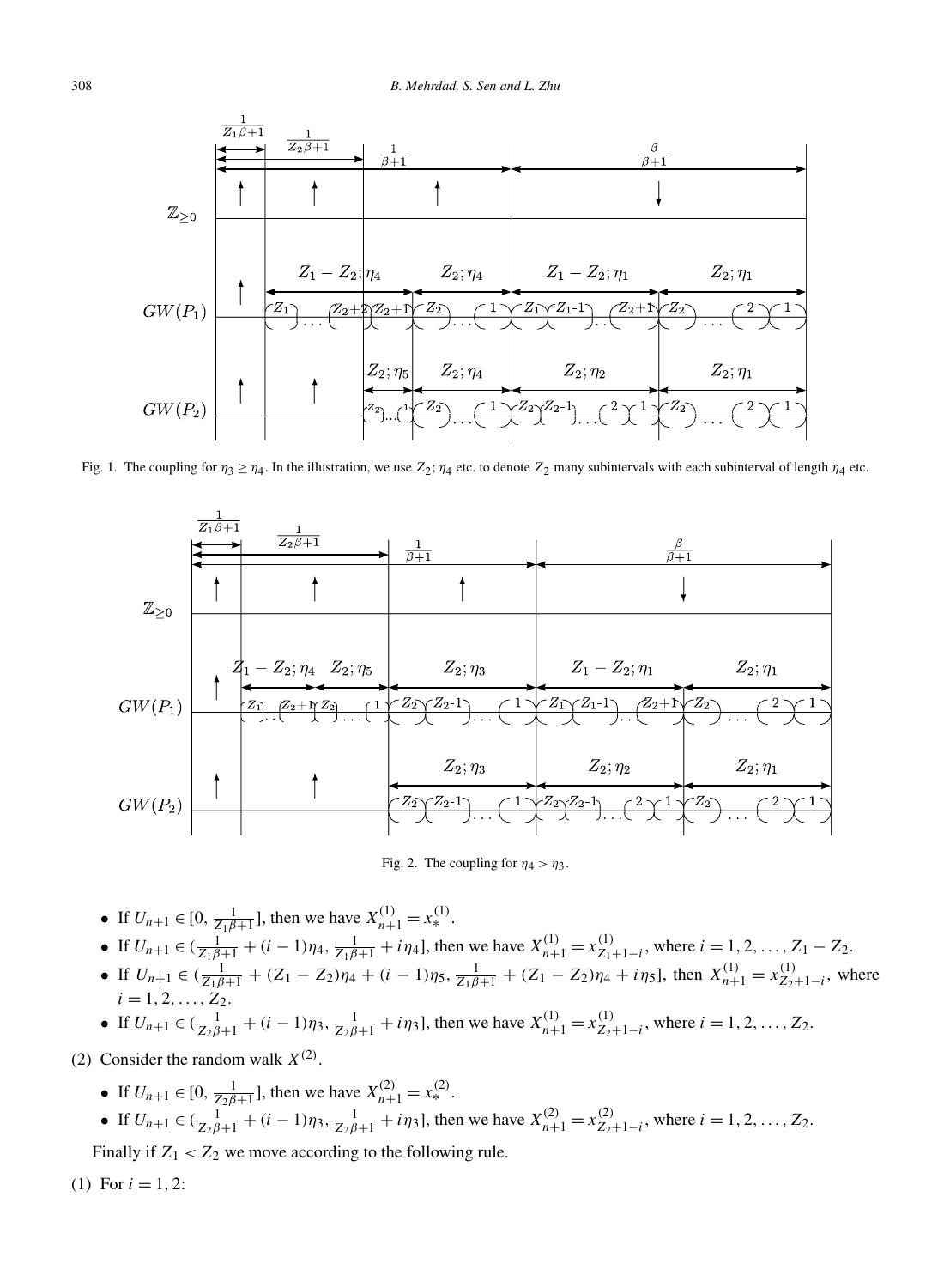Fig. 1. The coupling for $\eta_3 \geq \eta_4$. In the illustration, we use $Z_2; \eta_4$ etc. to denote $Z_2$ many subintervals with each subinterval of length $\eta_4$ etc.

Fig. 2. The coupling for $\eta_4 > \eta_3$.

- If $U_{n+1} \in [0, \frac{1}{Z_1\beta+1}]$, then we have $X^{(1)}_{n+1} = x^{(1)}_*$.
- If $U_{n+1} \in (\frac{1}{Z_1\beta+1} + (i-1)\eta_4, \frac{1}{Z_1\beta+1} + i\eta_4]$, then we have $X^{(1)}_{n+1} = x^{(1)}_{Z_1+1-i}$, where $i = 1, 2, \ldots, Z_1 - Z_2$.
- If $U_{n+1} \in (\frac{1}{Z_1\beta+1} + (Z_1 - Z_2)\eta_4 + (i-1)\eta_5, \frac{1}{Z_1\beta+1} + (Z_1 - Z_2)\eta_4 + i\eta_5]$, then $X^{(1)}_{n+1} = x^{(1)}_{Z_2+1-i}$, where $i = 1, 2, \ldots, Z_2$.
- If $U_{n+1} \in (\frac{1}{Z_2\beta+1} + (i-1)\eta_3, \frac{1}{Z_2\beta+1} + i\eta_3]$, then we have $X^{(1)}_{n+1} = x^{(1)}_{Z_2+1-i}$, where $i = 1, 2, \ldots, Z_2$.

(2) Consider the random walk $X^{(2)}$.

- If $U_{n+1} \in [0, \frac{1}{Z_2\beta+1}]$, then we have $X^{(2)}_{n+1} = x^{(2)}_*$.
- If $U_{n+1} \in (\frac{1}{Z_2\beta+1} + (i-1)\eta_3, \frac{1}{Z_2\beta+1} + i\eta_3]$, then we have $X^{(2)}_{n+1} = x^{(2)}_{Z_2+1-i}$, where $i = 1, 2, \ldots, Z_2$.

Finally if $Z_1 < Z_2$ we move according to the following rule.

(1) For $i = 1, 2$: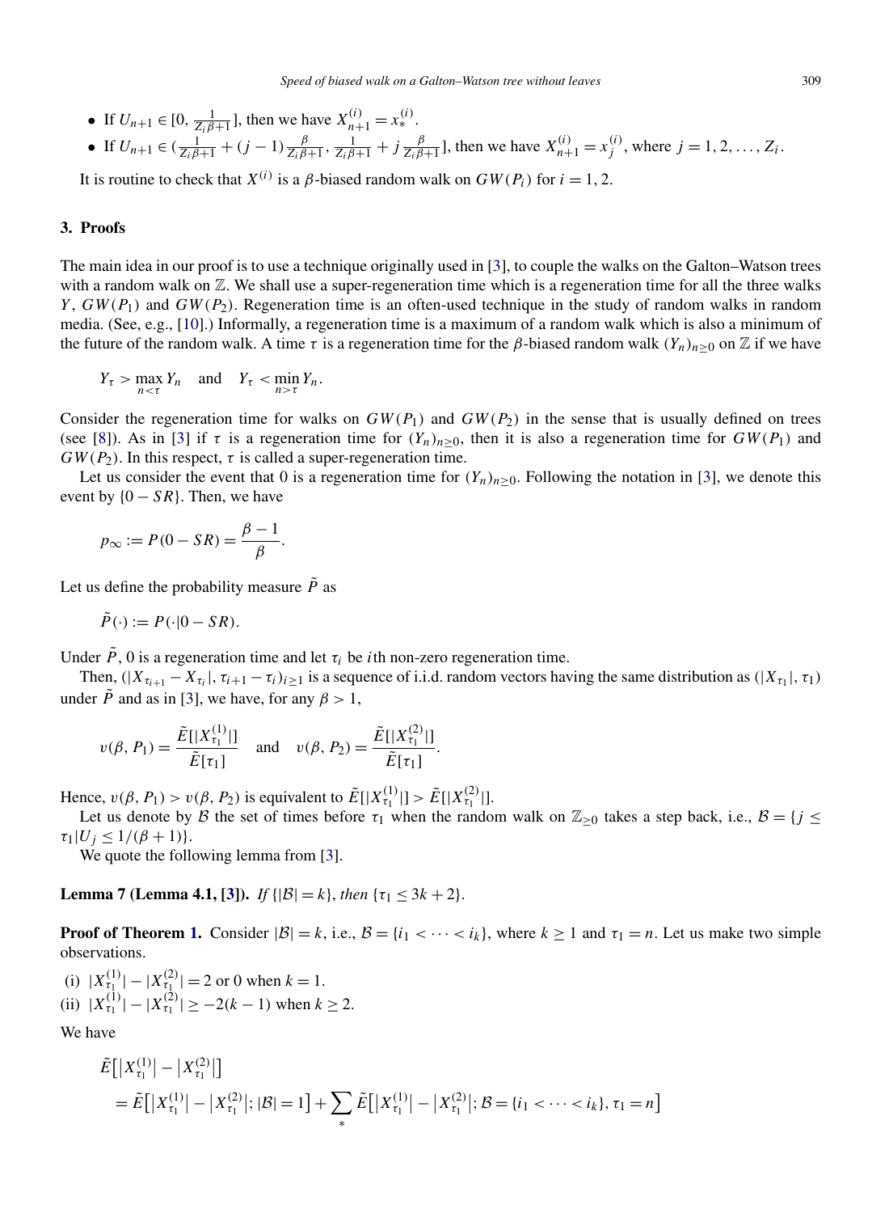- If $U_{n+1} \in [0, \frac{1}{Z_i\beta+1}]$, then we have $X^{(i)}_{n+1} = x^{(i)}_*$.
- If $U_{n+1} \in (\frac{1}{Z_i\beta+1} + (j-1)\frac{\beta}{Z_i\beta+1}, \frac{1}{Z_i\beta+1} + j\frac{\beta}{Z_i\beta+1}]$, then we have $X^{(i)}_{n+1} = x^{(i)}_j$, where $j = 1, 2, \ldots, Z_i$.

It is routine to check that $X^{(i)}$ is a $\beta$-biased random walk on $GW(P_i)$ for $i = 1, 2$.

## 3. Proofs

The main idea in our proof is to use a technique originally used in [3], to couple the walks on the Galton–Watson trees with a random walk on $\mathbb{Z}$. We shall use a super-regeneration time which is a regeneration time for all the three walks $Y$, $GW(P_1)$ and $GW(P_2)$. Regeneration time is an often-used technique in the study of random walks in random media. (See, e.g., [10].) Informally, a regeneration time is a maximum of a random walk which is also a minimum of the future of the random walk. A time $\tau$ is a regeneration time for the $\beta$-biased random walk $(Y_n)_{n\geq 0}$ on $\mathbb{Z}$ if we have

$$Y_\tau > \max_{n<\tau} Y_n \quad \text{and} \quad Y_\tau < \min_{n>\tau} Y_n.$$

Consider the regeneration time for walks on $GW(P_1)$ and $GW(P_2)$ in the sense that is usually defined on trees (see [8]). As in [3] if $\tau$ is a regeneration time for $(Y_n)_{n\geq 0}$, then it is also a regeneration time for $GW(P_1)$ and $GW(P_2)$. In this respect, $\tau$ is called a super-regeneration time.

Let us consider the event that 0 is a regeneration time for $(Y_n)_{n\geq 0}$. Following the notation in [3], we denote this event by $\{0 - SR\}$. Then, we have

$$p_\infty := P(0 - SR) = \frac{\beta - 1}{\beta}.$$

Let us define the probability measure $\tilde{P}$ as

$$\tilde{P}(\cdot) := P(\cdot | 0 - SR).$$

Under $\tilde{P}$, 0 is a regeneration time and let $\tau_i$ be $i$th non-zero regeneration time.

Then, $(|X_{\tau_{i+1}} - X_{\tau_i}|, \tau_{i+1} - \tau_i)_{i\geq 1}$ is a sequence of i.i.d. random vectors having the same distribution as $(|X_{\tau_1}|, \tau_1)$ under $\tilde{P}$ and as in [3], we have, for any $\beta > 1$,

$$v(\beta, P_1) = \frac{\tilde{E}[|X^{(1)}_{\tau_1}|]}{\tilde{E}[\tau_1]} \quad \text{and} \quad v(\beta, P_2) = \frac{\tilde{E}[|X^{(2)}_{\tau_1}|]}{\tilde{E}[\tau_1]}.$$

Hence, $v(\beta, P_1) > v(\beta, P_2)$ is equivalent to $\tilde{E}[|X^{(1)}_{\tau_1}|] > \tilde{E}[|X^{(2)}_{\tau_1}|]$.

Let us denote by $\mathcal{B}$ the set of times before $\tau_1$ when the random walk on $\mathbb{Z}_{\geq 0}$ takes a step back, i.e., $\mathcal{B} = \{j \leq \tau_1 | U_j \leq 1/(\beta + 1)\}$.

We quote the following lemma from [3].

**Lemma 7 (Lemma 4.1, [3]).** *If* $\{|\mathcal{B}| = k\}$, *then* $\{\tau_1 \leq 3k + 2\}$.

**Proof of Theorem 1.** Consider $|\mathcal{B}| = k$, i.e., $\mathcal{B} = \{i_1 < \cdots < i_k\}$, where $k \geq 1$ and $\tau_1 = n$. Let us make two simple observations.

(i) $|X^{(1)}_{\tau_1}| - |X^{(2)}_{\tau_1}| = 2$ or $0$ when $k = 1$.
(ii) $|X^{(1)}_{\tau_1}| - |X^{(2)}_{\tau_1}| \geq -2(k-1)$ when $k \geq 2$.

We have

$$\begin{aligned}
&\tilde{E}\big[|X^{(1)}_{\tau_1}| - |X^{(2)}_{\tau_1}|\big] \\
&\quad = \tilde{E}\big[|X^{(1)}_{\tau_1}| - |X^{(2)}_{\tau_1}|; |\mathcal{B}| = 1\big] + \sum_{*} \tilde{E}\big[|X^{(1)}_{\tau_1}| - |X^{(2)}_{\tau_1}|; \mathcal{B} = \{i_1 < \cdots < i_k\}, \tau_1 = n\big]
\end{aligned}$$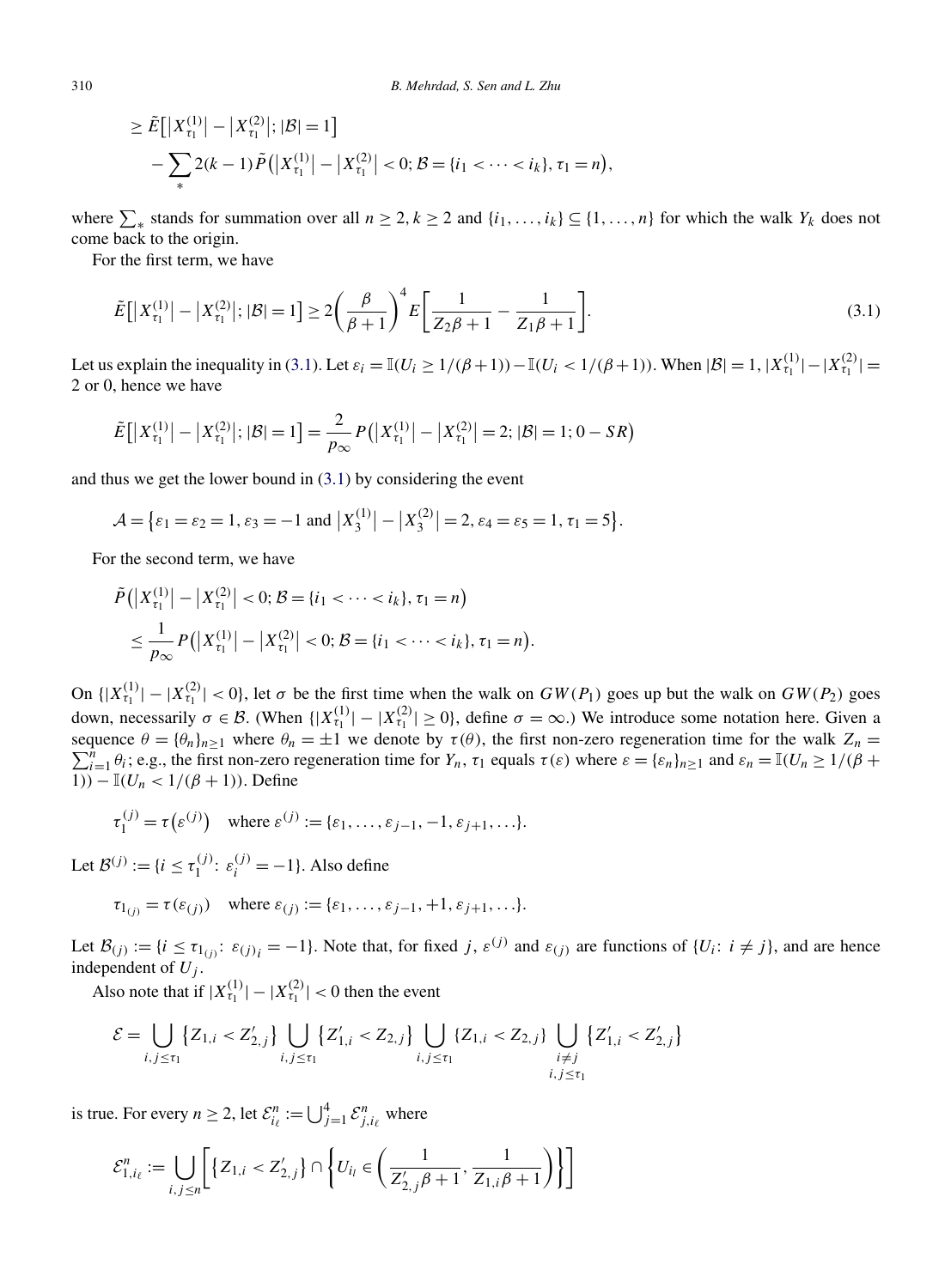$$\geq \tilde{E}\big[\big|X_{\tau_1}^{(1)}\big| - \big|X_{\tau_1}^{(2)}\big|; |\mathcal{B}| = 1\big]$$
$$- \sum_{*} 2(k-1)\tilde{P}\big(\big|X_{\tau_1}^{(1)}\big| - \big|X_{\tau_1}^{(2)}\big| < 0; \mathcal{B} = \{i_1 < \cdots < i_k\}, \tau_1 = n\big),$$

where $\sum_*$ stands for summation over all $n \geq 2, k \geq 2$ and $\{i_1, \ldots, i_k\} \subseteq \{1, \ldots, n\}$ for which the walk $Y_k$ does not come back to the origin.

For the first term, we have

$$\tilde{E}\big[\big|X_{\tau_1}^{(1)}\big| - \big|X_{\tau_1}^{(2)}\big|; |\mathcal{B}| = 1\big] \geq 2\left(\frac{\beta}{\beta+1}\right)^4 E\left[\frac{1}{Z_2\beta+1} - \frac{1}{Z_1\beta+1}\right]. \tag{3.1}$$

Let us explain the inequality in (3.1). Let $\varepsilon_i = \mathbb{I}(U_i \geq 1/(\beta+1)) - \mathbb{I}(U_i < 1/(\beta+1))$. When $|\mathcal{B}| = 1$, $|X_{\tau_1}^{(1)}| - |X_{\tau_1}^{(2)}| = 2$ or $0$, hence we have

$$\tilde{E}\big[\big|X_{\tau_1}^{(1)}\big| - \big|X_{\tau_1}^{(2)}\big|; |\mathcal{B}| = 1\big] = \frac{2}{p_\infty} P\big(\big|X_{\tau_1}^{(1)}\big| - \big|X_{\tau_1}^{(2)}\big| = 2; |\mathcal{B}| = 1; 0 - SR\big)$$

and thus we get the lower bound in (3.1) by considering the event

$$\mathcal{A} = \big\{\varepsilon_1 = \varepsilon_2 = 1, \varepsilon_3 = -1 \text{ and } \big|X_3^{(1)}\big| - \big|X_3^{(2)}\big| = 2, \varepsilon_4 = \varepsilon_5 = 1, \tau_1 = 5\big\}.$$

For the second term, we have

$$\tilde{P}\big(\big|X_{\tau_1}^{(1)}\big| - \big|X_{\tau_1}^{(2)}\big| < 0; \mathcal{B} = \{i_1 < \cdots < i_k\}, \tau_1 = n\big)$$
$$\leq \frac{1}{p_\infty} P\big(\big|X_{\tau_1}^{(1)}\big| - \big|X_{\tau_1}^{(2)}\big| < 0; \mathcal{B} = \{i_1 < \cdots < i_k\}, \tau_1 = n\big).$$

On $\{|X_{\tau_1}^{(1)}| - |X_{\tau_1}^{(2)}| < 0\}$, let $\sigma$ be the first time when the walk on $GW(P_1)$ goes up but the walk on $GW(P_2)$ goes down, necessarily $\sigma \in \mathcal{B}$. (When $\{|X_{\tau_1}^{(1)}| - |X_{\tau_1}^{(2)}| \geq 0\}$, define $\sigma = \infty$.) We introduce some notation here. Given a sequence $\theta = \{\theta_n\}_{n\geq 1}$ where $\theta_n = \pm 1$ we denote by $\tau(\theta)$, the first non-zero regeneration time for the walk $Z_n = \sum_{i=1}^n \theta_i$; e.g., the first non-zero regeneration time for $Y_n$, $\tau_1$ equals $\tau(\varepsilon)$ where $\varepsilon = \{\varepsilon_n\}_{n\geq 1}$ and $\varepsilon_n = \mathbb{I}(U_n \geq 1/(\beta+1)) - \mathbb{I}(U_n < 1/(\beta+1))$. Define

$$\tau_1^{(j)} = \tau\big(\varepsilon^{(j)}\big) \quad \text{where } \varepsilon^{(j)} := \{\varepsilon_1, \ldots, \varepsilon_{j-1}, -1, \varepsilon_{j+1}, \ldots\}.$$

Let $\mathcal{B}^{(j)} := \{i \leq \tau_1^{(j)} \colon \varepsilon_i^{(j)} = -1\}$. Also define

$$\tau_{1_{(j)}} = \tau(\varepsilon_{(j)}) \quad \text{where } \varepsilon_{(j)} := \{\varepsilon_1, \ldots, \varepsilon_{j-1}, +1, \varepsilon_{j+1}, \ldots\}.$$

Let $\mathcal{B}_{(j)} := \{i \leq \tau_{1_{(j)}} \colon \varepsilon_{(j)_i} = -1\}$. Note that, for fixed $j$, $\varepsilon^{(j)}$ and $\varepsilon_{(j)}$ are functions of $\{U_i \colon i \neq j\}$, and are hence independent of $U_j$.

Also note that if $|X_{\tau_1}^{(1)}| - |X_{\tau_1}^{(2)}| < 0$ then the event

$$\mathcal{E} = \bigcup_{i,j\leq\tau_1} \big\{Z_{1,i} < Z'_{2,j}\big\} \bigcup_{i,j\leq\tau_1} \big\{Z'_{1,i} < Z_{2,j}\big\} \bigcup_{i,j\leq\tau_1} \{Z_{1,i} < Z_{2,j}\} \bigcup_{\substack{i\neq j\\ i,j\leq\tau_1}} \big\{Z'_{1,i} < Z'_{2,j}\big\}$$

is true. For every $n \geq 2$, let $\mathcal{E}_{i_\ell}^n := \bigcup_{j=1}^4 \mathcal{E}_{j,i_\ell}^n$ where

$$\mathcal{E}_{1,i_\ell}^n := \bigcup_{i,j\leq n} \left[\big\{Z_{1,i} < Z'_{2,j}\big\} \cap \left\{U_{i_l} \in \left(\frac{1}{Z'_{2,j}\beta+1}, \frac{1}{Z_{1,i}\beta+1}\right)\right\}\right]$$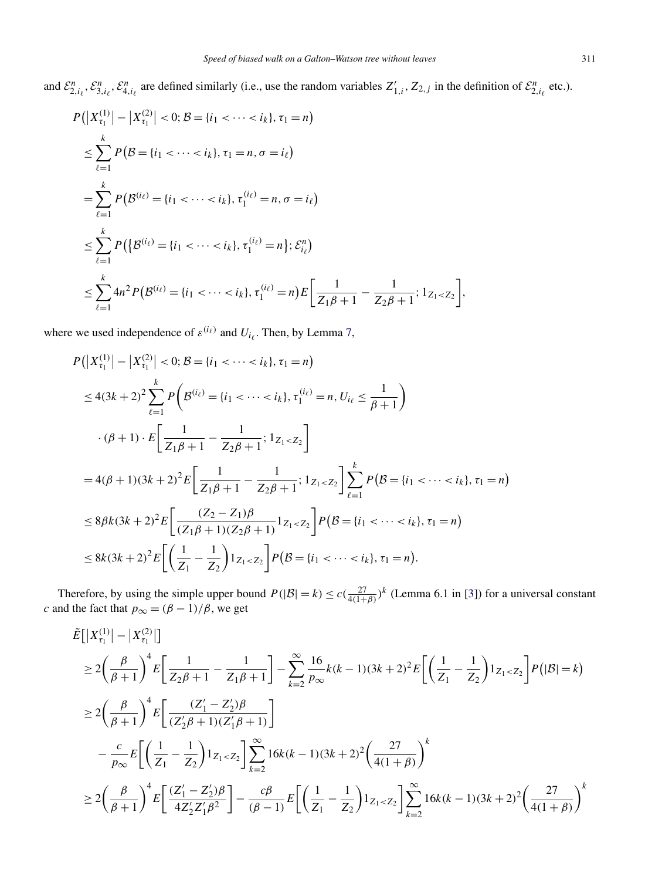and $\mathcal{E}^n_{2,i_\ell}, \mathcal{E}^n_{3,i_\ell}, \mathcal{E}^n_{4,i_\ell}$ are defined similarly (i.e., use the random variables $Z'_{1,i}, Z_{2,j}$ in the definition of $\mathcal{E}^n_{2,i_\ell}$ etc.).

$$
\begin{aligned}
&P\big(\big|X^{(1)}_{\tau_1}\big| - \big|X^{(2)}_{\tau_1}\big| < 0; \mathcal{B} = \{i_1 < \cdots < i_k\}, \tau_1 = n\big) \\
&\quad \le \sum_{\ell=1}^{k} P\big(\mathcal{B} = \{i_1 < \cdots < i_k\}, \tau_1 = n, \sigma = i_\ell\big) \\
&\quad = \sum_{\ell=1}^{k} P\big(\mathcal{B}^{(i_\ell)} = \{i_1 < \cdots < i_k\}, \tau_1^{(i_\ell)} = n, \sigma = i_\ell\big) \\
&\quad \le \sum_{\ell=1}^{k} P\big(\big\{\mathcal{B}^{(i_\ell)} = \{i_1 < \cdots < i_k\}, \tau_1^{(i_\ell)} = n\big\}; \mathcal{E}^n_{i_\ell}\big) \\
&\quad \le \sum_{\ell=1}^{k} 4n^2 P\big(\mathcal{B}^{(i_\ell)} = \{i_1 < \cdots < i_k\}, \tau_1^{(i_\ell)} = n\big) E\bigg[\frac{1}{Z_1\beta+1} - \frac{1}{Z_2\beta+1}; 1_{Z_1<Z_2}\bigg],
\end{aligned}
$$

where we used independence of $\varepsilon^{(i_\ell)}$ and $U_{i_\ell}$. Then, by Lemma 7,

$$
\begin{aligned}
&P\big(\big|X^{(1)}_{\tau_1}\big| - \big|X^{(2)}_{\tau_1}\big| < 0; \mathcal{B} = \{i_1 < \cdots < i_k\}, \tau_1 = n\big) \\
&\quad \le 4(3k+2)^2 \sum_{\ell=1}^{k} P\bigg(\mathcal{B}^{(i_\ell)} = \{i_1 < \cdots < i_k\}, \tau_1^{(i_\ell)} = n, U_{i_\ell} \le \frac{1}{\beta+1}\bigg) \\
&\qquad \cdot (\beta+1) \cdot E\bigg[\frac{1}{Z_1\beta+1} - \frac{1}{Z_2\beta+1}; 1_{Z_1<Z_2}\bigg] \\
&\quad = 4(\beta+1)(3k+2)^2 E\bigg[\frac{1}{Z_1\beta+1} - \frac{1}{Z_2\beta+1}; 1_{Z_1<Z_2}\bigg] \sum_{\ell=1}^{k} P\big(\mathcal{B} = \{i_1 < \cdots < i_k\}, \tau_1 = n\big) \\
&\quad \le 8\beta k(3k+2)^2 E\bigg[\frac{(Z_2-Z_1)\beta}{(Z_1\beta+1)(Z_2\beta+1)} 1_{Z_1<Z_2}\bigg] P\big(\mathcal{B} = \{i_1 < \cdots < i_k\}, \tau_1 = n\big) \\
&\quad \le 8k(3k+2)^2 E\bigg[\bigg(\frac{1}{Z_1} - \frac{1}{Z_2}\bigg) 1_{Z_1<Z_2}\bigg] P\big(\mathcal{B} = \{i_1 < \cdots < i_k\}, \tau_1 = n\big).
\end{aligned}
$$

Therefore, by using the simple upper bound $P(|\mathcal{B}| = k) \le c(\frac{27}{4(1+\beta)})^k$ (Lemma 6.1 in [3]) for a universal constant $c$ and the fact that $p_\infty = (\beta-1)/\beta$, we get

$$
\begin{aligned}
&\tilde{E}\big[\big|X^{(1)}_{\tau_1}\big| - \big|X^{(2)}_{\tau_1}\big|\big] \\
&\quad \ge 2\bigg(\frac{\beta}{\beta+1}\bigg)^4 E\bigg[\frac{1}{Z_2\beta+1} - \frac{1}{Z_1\beta+1}\bigg] - \sum_{k=2}^{\infty} \frac{16}{p_\infty} k(k-1)(3k+2)^2 E\bigg[\bigg(\frac{1}{Z_1} - \frac{1}{Z_2}\bigg) 1_{Z_1<Z_2}\bigg] P\big(|\mathcal{B}| = k\big) \\
&\quad \ge 2\bigg(\frac{\beta}{\beta+1}\bigg)^4 E\bigg[\frac{(Z'_1 - Z'_2)\beta}{(Z'_2\beta+1)(Z'_1\beta+1)}\bigg] \\
&\qquad - \frac{c}{p_\infty} E\bigg[\bigg(\frac{1}{Z_1} - \frac{1}{Z_2}\bigg) 1_{Z_1<Z_2}\bigg] \sum_{k=2}^{\infty} 16k(k-1)(3k+2)^2 \bigg(\frac{27}{4(1+\beta)}\bigg)^k \\
&\quad \ge 2\bigg(\frac{\beta}{\beta+1}\bigg)^4 E\bigg[\frac{(Z'_1 - Z'_2)\beta}{4Z'_2 Z'_1 \beta^2}\bigg] - \frac{c\beta}{(\beta-1)} E\bigg[\bigg(\frac{1}{Z_1} - \frac{1}{Z_2}\bigg) 1_{Z_1<Z_2}\bigg] \sum_{k=2}^{\infty} 16k(k-1)(3k+2)^2 \bigg(\frac{27}{4(1+\beta)}\bigg)^k
\end{aligned}
$$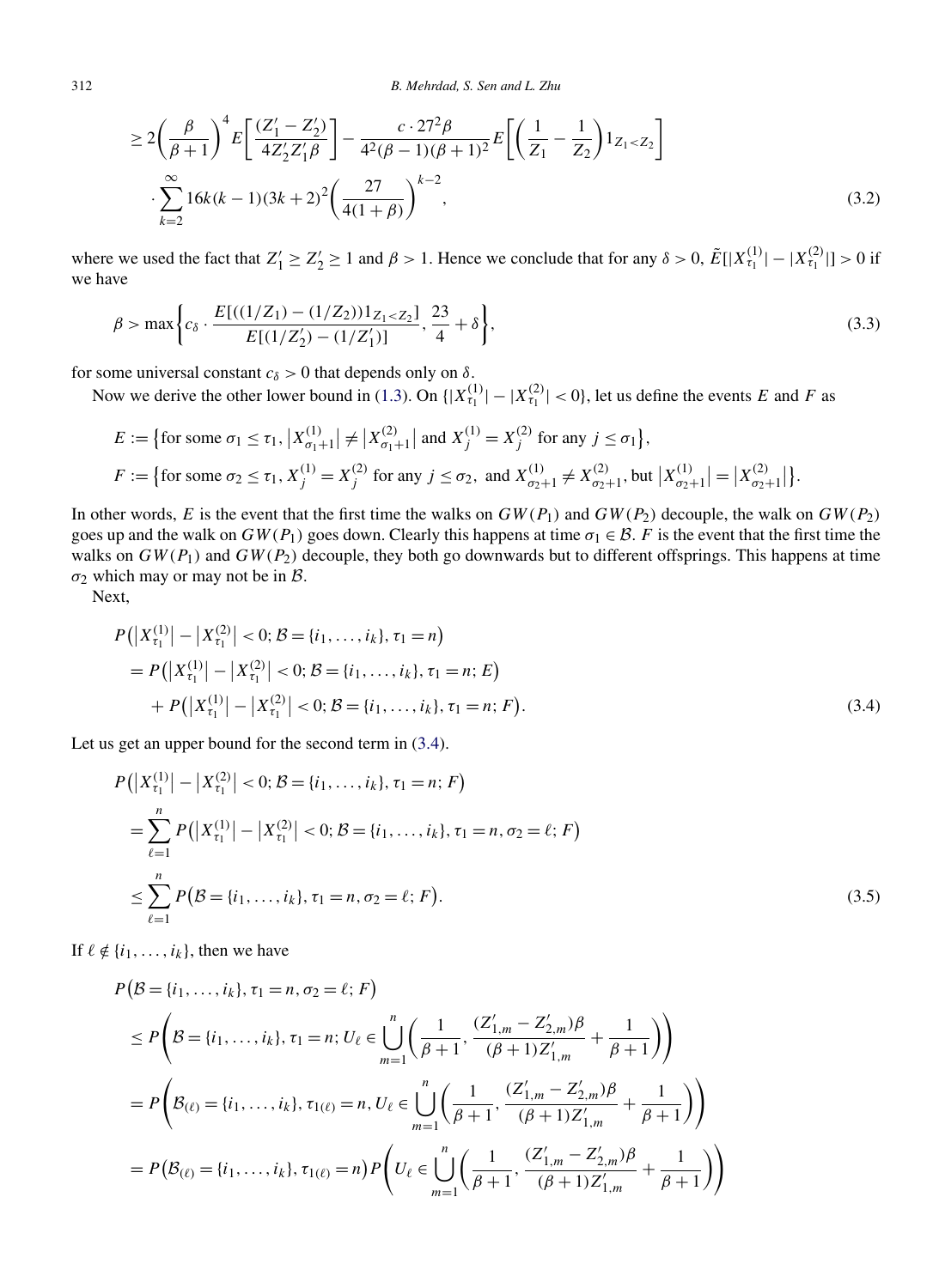$$
\begin{aligned}
&\geq 2\left(\frac{\beta}{\beta+1}\right)^4 E\left[\frac{(Z_1'-Z_2')}{4Z_2'Z_1'\beta}\right] - \frac{c\cdot 27^2\beta}{4^2(\beta-1)(\beta+1)^2} E\left[\left(\frac{1}{Z_1}-\frac{1}{Z_2}\right)1_{Z_1<Z_2}\right] \\
&\quad \cdot \sum_{k=2}^{\infty} 16k(k-1)(3k+2)^2\left(\frac{27}{4(1+\beta)}\right)^{k-2},
\end{aligned} \tag{3.2}
$$

where we used the fact that $Z_1' \geq Z_2' \geq 1$ and $\beta > 1$. Hence we conclude that for any $\delta > 0$, $\tilde{E}[|X_{\tau_1}^{(1)}| - |X_{\tau_1}^{(2)}|] > 0$ if we have

$$
\beta > \max\left\{c_\delta \cdot \frac{E[((1/Z_1)-(1/Z_2))1_{Z_1<Z_2}]}{E[(1/Z_2')-(1/Z_1')]}, \frac{23}{4}+\delta\right\}, \tag{3.3}
$$

for some universal constant $c_\delta > 0$ that depends only on $\delta$.

Now we derive the other lower bound in (1.3). On $\{|X_{\tau_1}^{(1)}| - |X_{\tau_1}^{(2)}| < 0\}$, let us define the events $E$ and $F$ as

$$
\begin{aligned}
E &:= \left\{\text{for some } \sigma_1 \leq \tau_1, \left|X_{\sigma_1+1}^{(1)}\right| \neq \left|X_{\sigma_1+1}^{(2)}\right| \text{ and } X_j^{(1)} = X_j^{(2)} \text{ for any } j \leq \sigma_1\right\}, \\
F &:= \left\{\text{for some } \sigma_2 \leq \tau_1, X_j^{(1)} = X_j^{(2)} \text{ for any } j \leq \sigma_2, \text{ and } X_{\sigma_2+1}^{(1)} \neq X_{\sigma_2+1}^{(2)}, \text{but } \left|X_{\sigma_2+1}^{(1)}\right| = \left|X_{\sigma_2+1}^{(2)}\right|\right\}.
\end{aligned}
$$

In other words, $E$ is the event that the first time the walks on $GW(P_1)$ and $GW(P_2)$ decouple, the walk on $GW(P_2)$ goes up and the walk on $GW(P_1)$ goes down. Clearly this happens at time $\sigma_1 \in \mathcal{B}$. $F$ is the event that the first time the walks on $GW(P_1)$ and $GW(P_2)$ decouple, they both go downwards but to different offsprings. This happens at time $\sigma_2$ which may or may not be in $\mathcal{B}$.

Next,

$$
\begin{aligned}
&P\left(\left|X_{\tau_1}^{(1)}\right| - \left|X_{\tau_1}^{(2)}\right| < 0; \mathcal{B} = \{i_1, \dots, i_k\}, \tau_1 = n\right) \\
&\quad = P\left(\left|X_{\tau_1}^{(1)}\right| - \left|X_{\tau_1}^{(2)}\right| < 0; \mathcal{B} = \{i_1, \dots, i_k\}, \tau_1 = n; E\right) \\
&\qquad + P\left(\left|X_{\tau_1}^{(1)}\right| - \left|X_{\tau_1}^{(2)}\right| < 0; \mathcal{B} = \{i_1, \dots, i_k\}, \tau_1 = n; F\right).
\end{aligned} \tag{3.4}
$$

Let us get an upper bound for the second term in (3.4).

$$
\begin{aligned}
&P\left(\left|X_{\tau_1}^{(1)}\right| - \left|X_{\tau_1}^{(2)}\right| < 0; \mathcal{B} = \{i_1, \dots, i_k\}, \tau_1 = n; F\right) \\
&\quad = \sum_{\ell=1}^{n} P\left(\left|X_{\tau_1}^{(1)}\right| - \left|X_{\tau_1}^{(2)}\right| < 0; \mathcal{B} = \{i_1, \dots, i_k\}, \tau_1 = n, \sigma_2 = \ell; F\right) \\
&\quad \leq \sum_{\ell=1}^{n} P\left(\mathcal{B} = \{i_1, \dots, i_k\}, \tau_1 = n, \sigma_2 = \ell; F\right).
\end{aligned} \tag{3.5}
$$

If $\ell \notin \{i_1, \dots, i_k\}$, then we have

$$
\begin{aligned}
&P\left(\mathcal{B} = \{i_1, \dots, i_k\}, \tau_1 = n, \sigma_2 = \ell; F\right) \\
&\quad \leq P\left(\mathcal{B} = \{i_1, \dots, i_k\}, \tau_1 = n; U_\ell \in \bigcup_{m=1}^{n}\left(\frac{1}{\beta+1}, \frac{(Z_{1,m}'-Z_{2,m}')\beta}{(\beta+1)Z_{1,m}'} + \frac{1}{\beta+1}\right)\right) \\
&\quad = P\left(\mathcal{B}_{(\ell)} = \{i_1, \dots, i_k\}, \tau_{1(\ell)} = n, U_\ell \in \bigcup_{m=1}^{n}\left(\frac{1}{\beta+1}, \frac{(Z_{1,m}'-Z_{2,m}')\beta}{(\beta+1)Z_{1,m}'} + \frac{1}{\beta+1}\right)\right) \\
&\quad = P\left(\mathcal{B}_{(\ell)} = \{i_1, \dots, i_k\}, \tau_{1(\ell)} = n\right) P\left(U_\ell \in \bigcup_{m=1}^{n}\left(\frac{1}{\beta+1}, \frac{(Z_{1,m}'-Z_{2,m}')\beta}{(\beta+1)Z_{1,m}'} + \frac{1}{\beta+1}\right)\right)
\end{aligned}
$$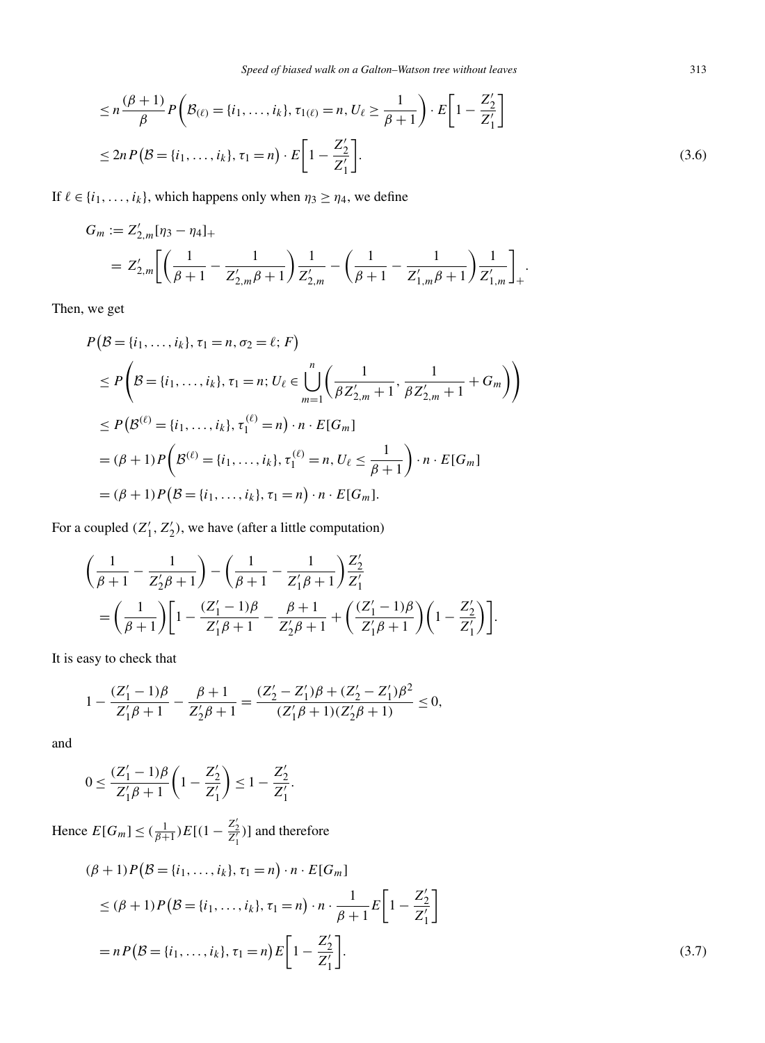$$
\begin{aligned}
&\leq n\frac{(\beta+1)}{\beta}P\left(\mathcal{B}_{(\ell)}=\{i_1,\dots,i_k\},\tau_{1(\ell)}=n,U_\ell\geq\frac{1}{\beta+1}\right)\cdot E\left[1-\frac{Z_2'}{Z_1'}\right]\\
&\leq 2nP\big(\mathcal{B}=\{i_1,\dots,i_k\},\tau_1=n\big)\cdot E\left[1-\frac{Z_2'}{Z_1'}\right].
\end{aligned}
\tag{3.6}
$$

If $\ell\in\{i_1,\dots,i_k\}$, which happens only when $\eta_3\geq\eta_4$, we define

$$
\begin{aligned}
G_m &:= Z_{2,m}'[\eta_3-\eta_4]_+\\
&= Z_{2,m}'\left[\left(\frac{1}{\beta+1}-\frac{1}{Z_{2,m}'\beta+1}\right)\frac{1}{Z_{2,m}'}-\left(\frac{1}{\beta+1}-\frac{1}{Z_{1,m}'\beta+1}\right)\frac{1}{Z_{1,m}'}\right]_+.
\end{aligned}
$$

Then, we get

$$
\begin{aligned}
&P\big(\mathcal{B}=\{i_1,\dots,i_k\},\tau_1=n,\sigma_2=\ell;F\big)\\
&\quad\leq P\left(\mathcal{B}=\{i_1,\dots,i_k\},\tau_1=n;U_\ell\in\bigcup_{m=1}^{n}\left(\frac{1}{\beta Z_{2,m}'+1},\frac{1}{\beta Z_{2,m}'+1}+G_m\right)\right)\\
&\quad\leq P\big(\mathcal{B}^{(\ell)}=\{i_1,\dots,i_k\},\tau_1^{(\ell)}=n\big)\cdot n\cdot E[G_m]\\
&\quad=(\beta+1)P\left(\mathcal{B}^{(\ell)}=\{i_1,\dots,i_k\},\tau_1^{(\ell)}=n,U_\ell\leq\frac{1}{\beta+1}\right)\cdot n\cdot E[G_m]\\
&\quad=(\beta+1)P\big(\mathcal{B}=\{i_1,\dots,i_k\},\tau_1=n\big)\cdot n\cdot E[G_m].
\end{aligned}
$$

For a coupled $(Z_1',Z_2')$, we have (after a little computation)

$$
\begin{aligned}
&\left(\frac{1}{\beta+1}-\frac{1}{Z_2'\beta+1}\right)-\left(\frac{1}{\beta+1}-\frac{1}{Z_1'\beta+1}\right)\frac{Z_2'}{Z_1'}\\
&\quad=\left(\frac{1}{\beta+1}\right)\left[1-\frac{(Z_1'-1)\beta}{Z_1'\beta+1}-\frac{\beta+1}{Z_2'\beta+1}+\left(\frac{(Z_1'-1)\beta}{Z_1'\beta+1}\right)\left(1-\frac{Z_2'}{Z_1'}\right)\right].
\end{aligned}
$$

It is easy to check that

$$
1-\frac{(Z_1'-1)\beta}{Z_1'\beta+1}-\frac{\beta+1}{Z_2'\beta+1}=\frac{(Z_2'-Z_1')\beta+(Z_2'-Z_1')\beta^2}{(Z_1'\beta+1)(Z_2'\beta+1)}\leq 0,
$$

and

$$
0\leq\frac{(Z_1'-1)\beta}{Z_1'\beta+1}\left(1-\frac{Z_2'}{Z_1'}\right)\leq 1-\frac{Z_2'}{Z_1'}.
$$

Hence $E[G_m]\leq(\frac{1}{\beta+1})E[(1-\frac{Z_2'}{Z_1'})]$ and therefore

$$
\begin{aligned}
&(\beta+1)P\big(\mathcal{B}=\{i_1,\dots,i_k\},\tau_1=n\big)\cdot n\cdot E[G_m]\\
&\quad\leq(\beta+1)P\big(\mathcal{B}=\{i_1,\dots,i_k\},\tau_1=n\big)\cdot n\cdot\frac{1}{\beta+1}E\left[1-\frac{Z_2'}{Z_1'}\right]\\
&\quad=nP\big(\mathcal{B}=\{i_1,\dots,i_k\},\tau_1=n\big)E\left[1-\frac{Z_2'}{Z_1'}\right].
\end{aligned}
\tag{3.7}
$$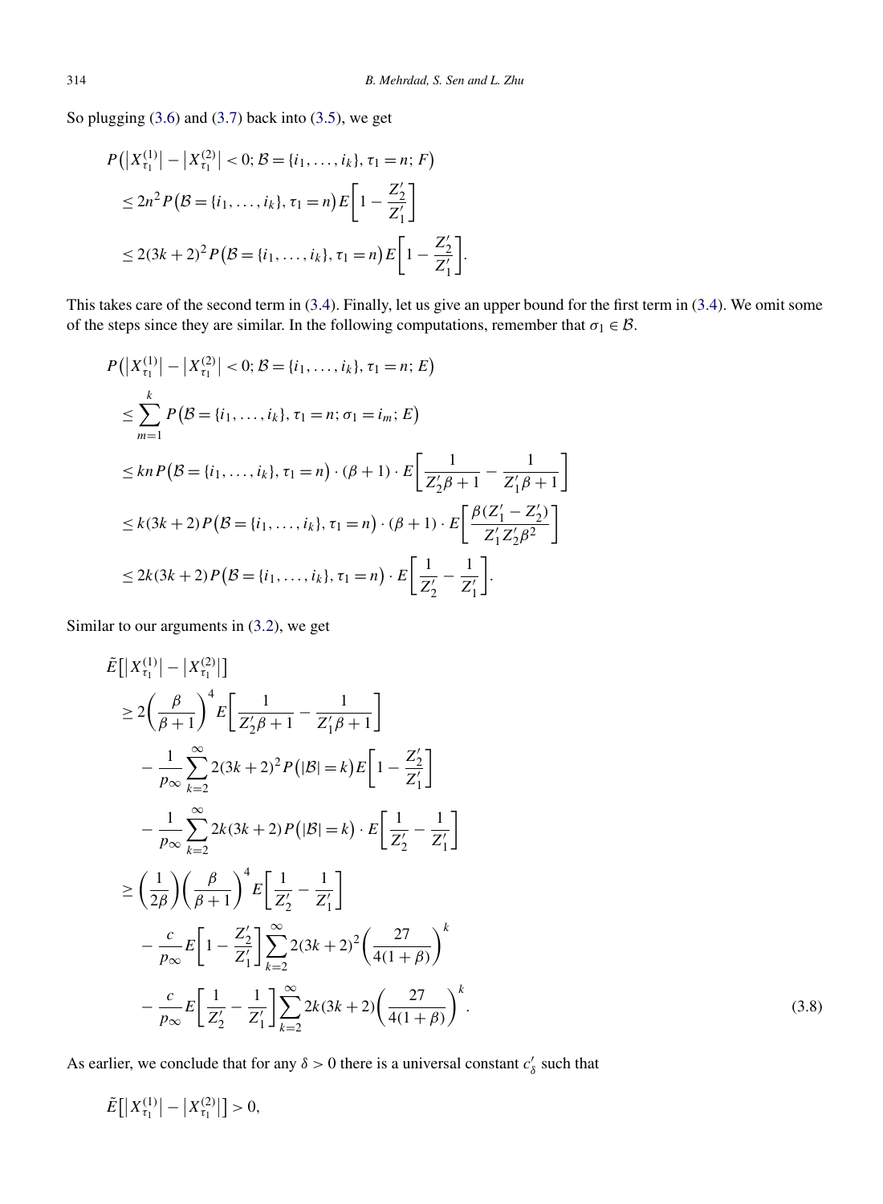So plugging (3.6) and (3.7) back into (3.5), we get

$$
\begin{aligned}
&P\big(\big|X_{\tau_1}^{(1)}\big| - \big|X_{\tau_1}^{(2)}\big| < 0; \mathcal{B} = \{i_1, \dots, i_k\}, \tau_1 = n; F\big) \\
&\quad \le 2n^2 P\big(\mathcal{B} = \{i_1, \dots, i_k\}, \tau_1 = n\big) E\left[1 - \frac{Z_2'}{Z_1'}\right] \\
&\quad \le 2(3k+2)^2 P\big(\mathcal{B} = \{i_1, \dots, i_k\}, \tau_1 = n\big) E\left[1 - \frac{Z_2'}{Z_1'}\right].
\end{aligned}
$$

This takes care of the second term in (3.4). Finally, let us give an upper bound for the first term in (3.4). We omit some of the steps since they are similar. In the following computations, remember that $\sigma_1 \in \mathcal{B}$.

$$
\begin{aligned}
&P\big(\big|X_{\tau_1}^{(1)}\big| - \big|X_{\tau_1}^{(2)}\big| < 0; \mathcal{B} = \{i_1, \dots, i_k\}, \tau_1 = n; E\big) \\
&\quad \le \sum_{m=1}^{k} P\big(\mathcal{B} = \{i_1, \dots, i_k\}, \tau_1 = n; \sigma_1 = i_m; E\big) \\
&\quad \le kn P\big(\mathcal{B} = \{i_1, \dots, i_k\}, \tau_1 = n\big) \cdot (\beta + 1) \cdot E\left[\frac{1}{Z_2'\beta + 1} - \frac{1}{Z_1'\beta + 1}\right] \\
&\quad \le k(3k+2) P\big(\mathcal{B} = \{i_1, \dots, i_k\}, \tau_1 = n\big) \cdot (\beta + 1) \cdot E\left[\frac{\beta(Z_1' - Z_2')}{Z_1' Z_2' \beta^2}\right] \\
&\quad \le 2k(3k+2) P\big(\mathcal{B} = \{i_1, \dots, i_k\}, \tau_1 = n\big) \cdot E\left[\frac{1}{Z_2'} - \frac{1}{Z_1'}\right].
\end{aligned}
$$

Similar to our arguments in (3.2), we get

$$
\begin{aligned}
&\tilde{E}\big[\big|X_{\tau_1}^{(1)}\big| - \big|X_{\tau_1}^{(2)}\big|\big] \\
&\quad \ge 2\left(\frac{\beta}{\beta+1}\right)^4 E\left[\frac{1}{Z_2'\beta + 1} - \frac{1}{Z_1'\beta + 1}\right] \\
&\qquad - \frac{1}{p_\infty} \sum_{k=2}^{\infty} 2(3k+2)^2 P\big(|\mathcal{B}| = k\big) E\left[1 - \frac{Z_2'}{Z_1'}\right] \\
&\qquad - \frac{1}{p_\infty} \sum_{k=2}^{\infty} 2k(3k+2) P\big(|\mathcal{B}| = k\big) \cdot E\left[\frac{1}{Z_2'} - \frac{1}{Z_1'}\right] \\
&\quad \ge \left(\frac{1}{2\beta}\right)\left(\frac{\beta}{\beta+1}\right)^4 E\left[\frac{1}{Z_2'} - \frac{1}{Z_1'}\right] \\
&\qquad - \frac{c}{p_\infty} E\left[1 - \frac{Z_2'}{Z_1'}\right] \sum_{k=2}^{\infty} 2(3k+2)^2 \left(\frac{27}{4(1+\beta)}\right)^k \\
&\qquad - \frac{c}{p_\infty} E\left[\frac{1}{Z_2'} - \frac{1}{Z_1'}\right] \sum_{k=2}^{\infty} 2k(3k+2) \left(\frac{27}{4(1+\beta)}\right)^k.
\end{aligned} \tag{3.8}
$$

As earlier, we conclude that for any $\delta > 0$ there is a universal constant $c_\delta'$ such that

$$
\tilde{E}\big[\big|X_{\tau_1}^{(1)}\big| - \big|X_{\tau_1}^{(2)}\big|\big] > 0,
$$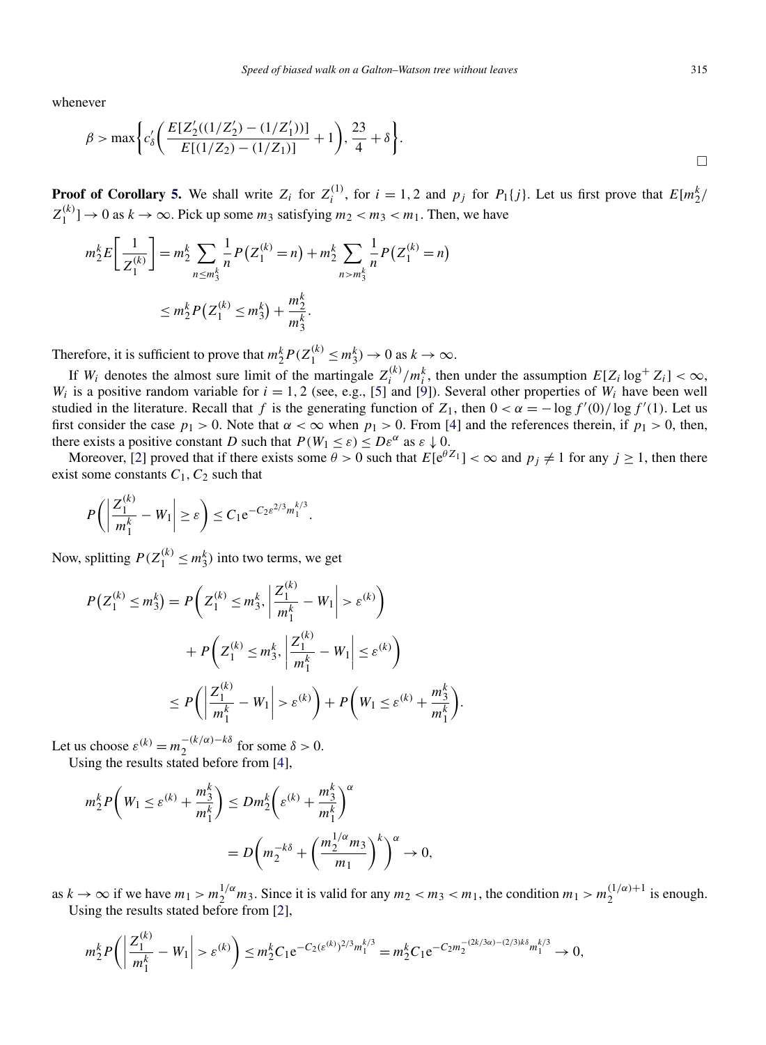whenever

$$\beta > \max\left\{c'_\delta\left(\frac{E[Z'_2((1/Z'_2) - (1/Z'_1))]}{E[(1/Z_2) - (1/Z_1)]} + 1\right), \frac{23}{4} + \delta\right\}.$$

$\square$

**Proof of Corollary 5.** We shall write $Z_i$ for $Z_i^{(1)}$, for $i = 1, 2$ and $p_j$ for $P_1\{j\}$. Let us first prove that $E[m_2^k / Z_1^{(k)}] \to 0$ as $k \to \infty$. Pick up some $m_3$ satisfying $m_2 < m_3 < m_1$. Then, we have

$$\begin{aligned}
m_2^k E\left[\frac{1}{Z_1^{(k)}}\right] &= m_2^k \sum_{n \le m_3^k} \frac{1}{n} P\left(Z_1^{(k)} = n\right) + m_2^k \sum_{n > m_3^k} \frac{1}{n} P\left(Z_1^{(k)} = n\right) \\
&\le m_2^k P\left(Z_1^{(k)} \le m_3^k\right) + \frac{m_2^k}{m_3^k}.
\end{aligned}$$

Therefore, it is sufficient to prove that $m_2^k P(Z_1^{(k)} \le m_3^k) \to 0$ as $k \to \infty$.

If $W_i$ denotes the almost sure limit of the martingale $Z_i^{(k)}/m_i^k$, then under the assumption $E[Z_i \log^+ Z_i] < \infty$, $W_i$ is a positive random variable for $i = 1, 2$ (see, e.g., [5] and [9]). Several other properties of $W_i$ have been well studied in the literature. Recall that $f$ is the generating function of $Z_1$, then $0 < \alpha = -\log f'(0)/\log f'(1)$. Let us first consider the case $p_1 > 0$. Note that $\alpha < \infty$ when $p_1 > 0$. From [4] and the references therein, if $p_1 > 0$, then, there exists a positive constant $D$ such that $P(W_1 \le \varepsilon) \le D\varepsilon^\alpha$ as $\varepsilon \downarrow 0$.

Moreover, [2] proved that if there exists some $\theta > 0$ such that $E[e^{\theta Z_1}] < \infty$ and $p_j \ne 1$ for any $j \ge 1$, then there exist some constants $C_1, C_2$ such that

$$P\left(\left|\frac{Z_1^{(k)}}{m_1^k} - W_1\right| \ge \varepsilon\right) \le C_1 e^{-C_2 \varepsilon^{2/3} m_1^{k/3}}.$$

Now, splitting $P(Z_1^{(k)} \le m_3^k)$ into two terms, we get

$$\begin{aligned}
P\left(Z_1^{(k)} \le m_3^k\right) &= P\left(Z_1^{(k)} \le m_3^k, \left|\frac{Z_1^{(k)}}{m_1^k} - W_1\right| > \varepsilon^{(k)}\right) \\
&\quad + P\left(Z_1^{(k)} \le m_3^k, \left|\frac{Z_1^{(k)}}{m_1^k} - W_1\right| \le \varepsilon^{(k)}\right) \\
&\le P\left(\left|\frac{Z_1^{(k)}}{m_1^k} - W_1\right| > \varepsilon^{(k)}\right) + P\left(W_1 \le \varepsilon^{(k)} + \frac{m_3^k}{m_1^k}\right).
\end{aligned}$$

Let us choose $\varepsilon^{(k)} = m_2^{-(k/\alpha) - k\delta}$ for some $\delta > 0$.

Using the results stated before from [4],

$$\begin{aligned}
m_2^k P\left(W_1 \le \varepsilon^{(k)} + \frac{m_3^k}{m_1^k}\right) &\le D m_2^k \left(\varepsilon^{(k)} + \frac{m_3^k}{m_1^k}\right)^\alpha \\
&= D\left(m_2^{-k\delta} + \left(\frac{m_2^{1/\alpha} m_3}{m_1}\right)^k\right)^\alpha \to 0,
\end{aligned}$$

as $k \to \infty$ if we have $m_1 > m_2^{1/\alpha} m_3$. Since it is valid for any $m_2 < m_3 < m_1$, the condition $m_1 > m_2^{(1/\alpha)+1}$ is enough.

Using the results stated before from [2],

$$m_2^k P\left(\left|\frac{Z_1^{(k)}}{m_1^k} - W_1\right| > \varepsilon^{(k)}\right) \le m_2^k C_1 e^{-C_2 (\varepsilon^{(k)})^{2/3} m_1^{k/3}} = m_2^k C_1 e^{-C_2 m_2^{-(2k/3\alpha) - (2/3)k\delta} m_1^{k/3}} \to 0,$$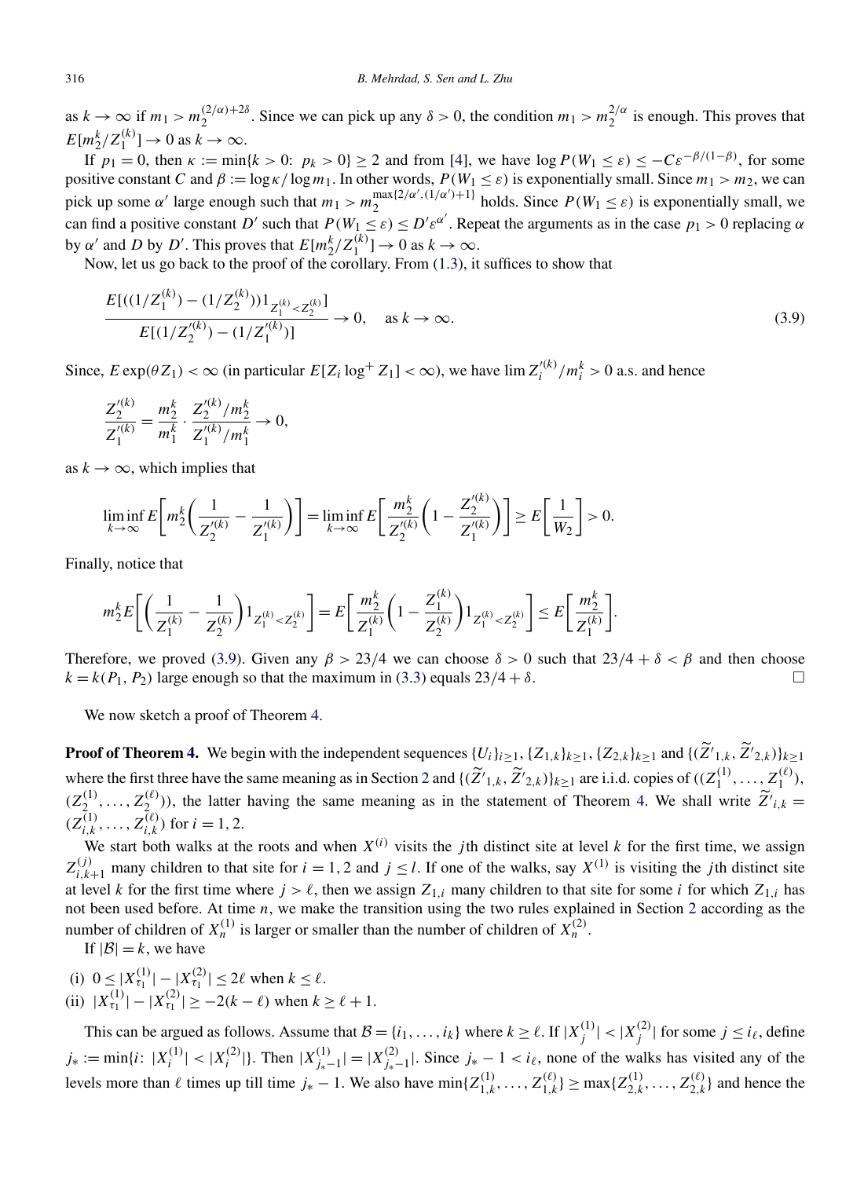as $k \to \infty$ if $m_1 > m_2^{(2/\alpha)+2\delta}$. Since we can pick up any $\delta > 0$, the condition $m_1 > m_2^{2/\alpha}$ is enough. This proves that $E[m_2^k/Z_1^{(k)}] \to 0$ as $k \to \infty$.

If $p_1 = 0$, then $\kappa := \min\{k > 0\colon\ p_k > 0\} \geq 2$ and from [4], we have $\log P(W_1 \leq \varepsilon) \leq -C\varepsilon^{-\beta/(1-\beta)}$, for some positive constant $C$ and $\beta := \log\kappa/\log m_1$. In other words, $P(W_1 \leq \varepsilon)$ is exponentially small. Since $m_1 > m_2$, we can pick up some $\alpha'$ large enough such that $m_1 > m_2^{\max\{2/\alpha',(1/\alpha')+1\}}$ holds. Since $P(W_1 \leq \varepsilon)$ is exponentially small, we can find a positive constant $D'$ such that $P(W_1 \leq \varepsilon) \leq D'\varepsilon^{\alpha'}$. Repeat the arguments as in the case $p_1 > 0$ replacing $\alpha$ by $\alpha'$ and $D$ by $D'$. This proves that $E[m_2^k/Z_1^{(k)}] \to 0$ as $k \to \infty$.

Now, let us go back to the proof of the corollary. From (1.3), it suffices to show that

$$\frac{E[((1/Z_1^{(k)}) - (1/Z_2^{(k)}))1_{Z_1^{(k)} < Z_2^{(k)}}]}{E[(1/Z_2'^{(k)}) - (1/Z_1'^{(k)})]} \to 0, \quad \text{as } k \to \infty. \tag{3.9}$$

Since, $E\exp(\theta Z_1) < \infty$ (in particular $E[Z_i \log^+ Z_1] < \infty$), we have $\lim Z_i'^{(k)}/m_i^k > 0$ a.s. and hence

$$\frac{Z_2'^{(k)}}{Z_1'^{(k)}} = \frac{m_2^k}{m_1^k} \cdot \frac{Z_2'^{(k)}/m_2^k}{Z_1'^{(k)}/m_1^k} \to 0,$$

as $k \to \infty$, which implies that

$$\liminf_{k\to\infty} E\left[m_2^k\left(\frac{1}{Z_2'^{(k)}} - \frac{1}{Z_1'^{(k)}}\right)\right] = \liminf_{k\to\infty} E\left[\frac{m_2^k}{Z_2'^{(k)}}\left(1 - \frac{Z_2'^{(k)}}{Z_1'^{(k)}}\right)\right] \geq E\left[\frac{1}{W_2}\right] > 0.$$

Finally, notice that

$$m_2^k E\left[\left(\frac{1}{Z_1^{(k)}} - \frac{1}{Z_2^{(k)}}\right)1_{Z_1^{(k)} < Z_2^{(k)}}\right] = E\left[\frac{m_2^k}{Z_1^{(k)}}\left(1 - \frac{Z_1^{(k)}}{Z_2^{(k)}}\right)1_{Z_1^{(k)} < Z_2^{(k)}}\right] \leq E\left[\frac{m_2^k}{Z_1^{(k)}}\right].$$

Therefore, we proved (3.9). Given any $\beta > 23/4$ we can choose $\delta > 0$ such that $23/4 + \delta < \beta$ and then choose $k = k(P_1, P_2)$ large enough so that the maximum in (3.3) equals $23/4 + \delta$. □

We now sketch a proof of Theorem 4.

**Proof of Theorem 4.** We begin with the independent sequences $\{U_i\}_{i\geq 1}$, $\{Z_{1,k}\}_{k\geq 1}$, $\{Z_{2,k}\}_{k\geq 1}$ and $\{(\widetilde{Z}'_{1,k}, \widetilde{Z}'_{2,k})\}_{k\geq 1}$ where the first three have the same meaning as in Section 2 and $\{(\widetilde{Z}'_{1,k}, \widetilde{Z}'_{2,k})\}_{k\geq 1}$ are i.i.d. copies of $((Z_1^{(1)}, \dots, Z_1^{(\ell)}), (Z_2^{(1)}, \dots, Z_2^{(\ell)}))$, the latter having the same meaning as in the statement of Theorem 4. We shall write $\widetilde{Z}'_{i,k} = (Z_{i,k}^{(1)}, \dots, Z_{i,k}^{(\ell)})$ for $i = 1, 2$.

We start both walks at the roots and when $X^{(i)}$ visits the $j$th distinct site at level $k$ for the first time, we assign $Z_{i,k+1}^{(j)}$ many children to that site for $i = 1, 2$ and $j \leq l$. If one of the walks, say $X^{(1)}$ is visiting the $j$th distinct site at level $k$ for the first time where $j > \ell$, then we assign $Z_{1,i}$ many children to that site for some $i$ for which $Z_{1,i}$ has not been used before. At time $n$, we make the transition using the two rules explained in Section 2 according as the number of children of $X_n^{(1)}$ is larger or smaller than the number of children of $X_n^{(2)}$.

If $|\mathcal{B}| = k$, we have

(i) $0 \leq |X_{\tau_1}^{(1)}| - |X_{\tau_1}^{(2)}| \leq 2\ell$ when $k \leq \ell$.
(ii) $|X_{\tau_1}^{(1)}| - |X_{\tau_1}^{(2)}| \geq -2(k - \ell)$ when $k \geq \ell + 1$.

This can be argued as follows. Assume that $\mathcal{B} = \{i_1, \dots, i_k\}$ where $k \geq \ell$. If $|X_j^{(1)}| < |X_j^{(2)}|$ for some $j \leq i_\ell$, define $j_* := \min\{i\colon\ |X_i^{(1)}| < |X_i^{(2)}|\}$. Then $|X_{j_*-1}^{(1)}| = |X_{j_*-1}^{(2)}|$. Since $j_* - 1 < i_\ell$, none of the walks has visited any of the levels more than $\ell$ times up till time $j_* - 1$. We also have $\min\{Z_{1,k}^{(1)}, \dots, Z_{1,k}^{(\ell)}\} \geq \max\{Z_{2,k}^{(1)}, \dots, Z_{2,k}^{(\ell)}\}$ and hence the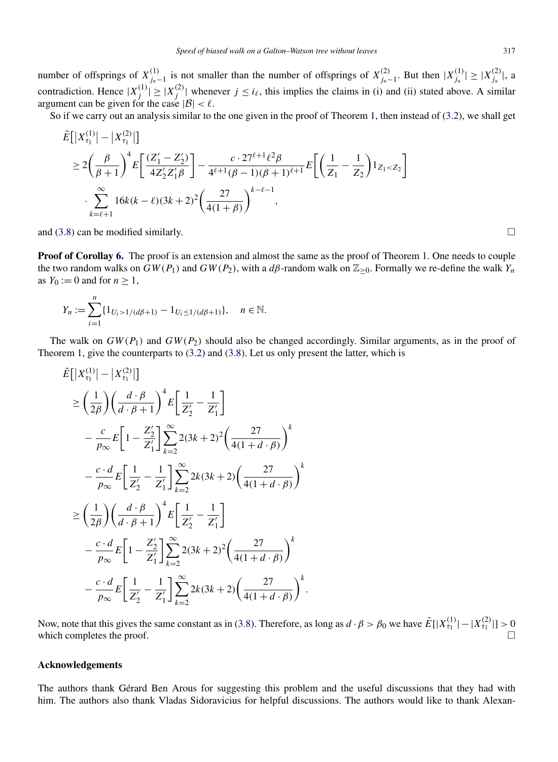number of offsprings of $X^{(1)}_{j_*-1}$ is not smaller than the number of offsprings of $X^{(2)}_{j_*-1}$. But then $|X^{(1)}_{j_*}| \geq |X^{(2)}_{j_*}|$, a contradiction. Hence $|X^{(1)}_j| \geq |X^{(2)}_j|$ whenever $j \leq i_\ell$, this implies the claims in (i) and (ii) stated above. A similar argument can be given for the case $|\mathcal{B}| < \ell$.

So if we carry out an analysis similar to the one given in the proof of Theorem 1, then instead of (3.2), we shall get

$$
\begin{aligned}
&\tilde{E}\big[\big|X^{(1)}_{\tau_1}\big| - \big|X^{(2)}_{\tau_1}\big|\big] \\
&\quad \geq 2\left(\frac{\beta}{\beta+1}\right)^4 E\left[\frac{(Z'_1 - Z'_2)}{4Z'_2 Z'_1 \beta}\right] - \frac{c \cdot 27^{\ell+1}\ell^2\beta}{4^{\ell+1}(\beta-1)(\beta+1)^{\ell+1}} E\left[\left(\frac{1}{Z_1} - \frac{1}{Z_2}\right)1_{Z_1<Z_2}\right] \\
&\quad \cdot \sum_{k=\ell+1}^{\infty} 16k(k-\ell)(3k+2)^2\left(\frac{27}{4(1+\beta)}\right)^{k-\ell-1},
\end{aligned}
$$

and (3.8) can be modified similarly. $\square$

**Proof of Corollay 6.** The proof is an extension and almost the same as the proof of Theorem 1. One needs to couple the two random walks on $GW(P_1)$ and $GW(P_2)$, with a $d\beta$-random walk on $\mathbb{Z}_{\geq 0}$. Formally we re-define the walk $Y_n$ as $Y_0 := 0$ and for $n \geq 1$,

$$
Y_n := \sum_{i=1}^{n} \{1_{U_i > 1/(d\beta+1)} - 1_{U_i \leq 1/(d\beta+1)}\}, \quad n \in \mathbb{N}.
$$

The walk on $GW(P_1)$ and $GW(P_2)$ should also be changed accordingly. Similar arguments, as in the proof of Theorem 1, give the counterparts to (3.2) and (3.8). Let us only present the latter, which is

$$
\begin{aligned}
&\tilde{E}\big[\big|X^{(1)}_{\tau_1}\big| - \big|X^{(2)}_{\tau_1}\big|\big] \\
&\quad \geq \left(\frac{1}{2\beta}\right)\left(\frac{d\cdot\beta}{d\cdot\beta+1}\right)^4 E\left[\frac{1}{Z'_2} - \frac{1}{Z'_1}\right] \\
&\qquad - \frac{c}{p_\infty} E\left[1 - \frac{Z'_2}{Z'_1}\right]\sum_{k=2}^{\infty} 2(3k+2)^2\left(\frac{27}{4(1+d\cdot\beta)}\right)^k \\
&\qquad - \frac{c\cdot d}{p_\infty} E\left[\frac{1}{Z'_2} - \frac{1}{Z'_1}\right]\sum_{k=2}^{\infty} 2k(3k+2)\left(\frac{27}{4(1+d\cdot\beta)}\right)^k \\
&\quad \geq \left(\frac{1}{2\beta}\right)\left(\frac{d\cdot\beta}{d\cdot\beta+1}\right)^4 E\left[\frac{1}{Z'_2} - \frac{1}{Z'_1}\right] \\
&\qquad - \frac{c\cdot d}{p_\infty} E\left[1 - \frac{Z'_2}{Z'_1}\right]\sum_{k=2}^{\infty} 2(3k+2)^2\left(\frac{27}{4(1+d\cdot\beta)}\right)^k \\
&\qquad - \frac{c\cdot d}{p_\infty} E\left[\frac{1}{Z'_2} - \frac{1}{Z'_1}\right]\sum_{k=2}^{\infty} 2k(3k+2)\left(\frac{27}{4(1+d\cdot\beta)}\right)^k.
\end{aligned}
$$

Now, note that this gives the same constant as in (3.8). Therefore, as long as $d\cdot\beta > \beta_0$ we have $\tilde{E}[|X^{(1)}_{\tau_1}| - |X^{(2)}_{\tau_1}|] > 0$ which completes the proof. $\square$

## Acknowledgements

The authors thank Gérard Ben Arous for suggesting this problem and the useful discussions that they had with him. The authors also thank Vladas Sidoravicius for helpful discussions. The authors would like to thank Alexan-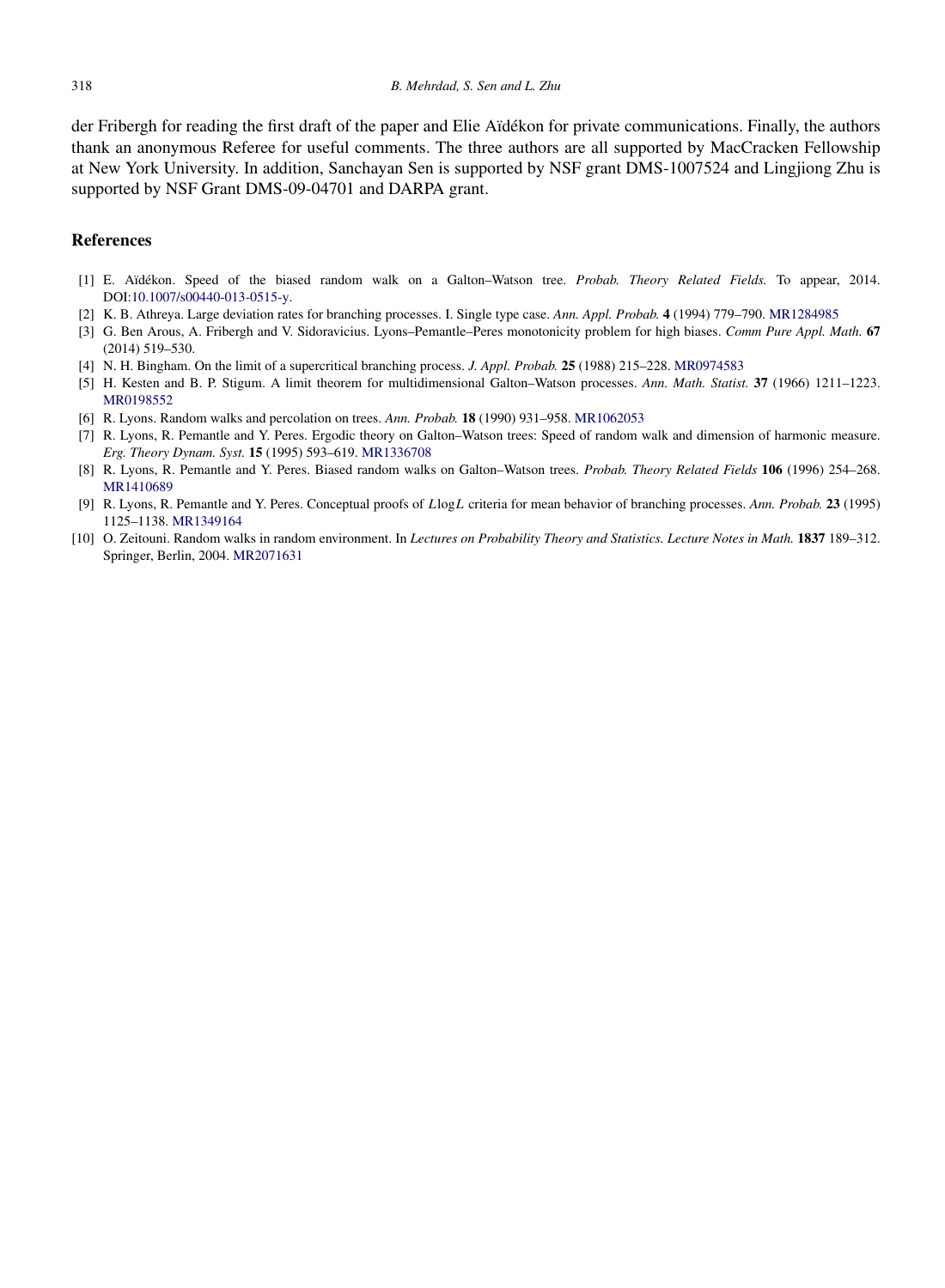der Fribergh for reading the first draft of the paper and Elie Aïdékon for private communications. Finally, the authors thank an anonymous Referee for useful comments. The three authors are all supported by MacCracken Fellowship at New York University. In addition, Sanchayan Sen is supported by NSF grant DMS-1007524 and Lingjiong Zhu is supported by NSF Grant DMS-09-04701 and DARPA grant.

## References

[1] E. Aïdékon. Speed of the biased random walk on a Galton–Watson tree. *Probab. Theory Related Fields.* To appear, 2014. DOI:10.1007/s00440-013-0515-y.

[2] K. B. Athreya. Large deviation rates for branching processes. I. Single type case. *Ann. Appl. Probab.* **4** (1994) 779–790. MR1284985

[3] G. Ben Arous, A. Fribergh and V. Sidoravicius. Lyons–Pemantle–Peres monotonicity problem for high biases. *Comm Pure Appl. Math.* **67** (2014) 519–530.

[4] N. H. Bingham. On the limit of a supercritical branching process. *J. Appl. Probab.* **25** (1988) 215–228. MR0974583

[5] H. Kesten and B. P. Stigum. A limit theorem for multidimensional Galton–Watson processes. *Ann. Math. Statist.* **37** (1966) 1211–1223. MR0198552

[6] R. Lyons. Random walks and percolation on trees. *Ann. Probab.* **18** (1990) 931–958. MR1062053

[7] R. Lyons, R. Pemantle and Y. Peres. Ergodic theory on Galton–Watson trees: Speed of random walk and dimension of harmonic measure. *Erg. Theory Dynam. Syst.* **15** (1995) 593–619. MR1336708

[8] R. Lyons, R. Pemantle and Y. Peres. Biased random walks on Galton–Watson trees. *Probab. Theory Related Fields* **106** (1996) 254–268. MR1410689

[9] R. Lyons, R. Pemantle and Y. Peres. Conceptual proofs of $L\log L$ criteria for mean behavior of branching processes. *Ann. Probab.* **23** (1995) 1125–1138. MR1349164

[10] O. Zeitouni. Random walks in random environment. In *Lectures on Probability Theory and Statistics. Lecture Notes in Math.* **1837** 189–312. Springer, Berlin, 2004. MR2071631